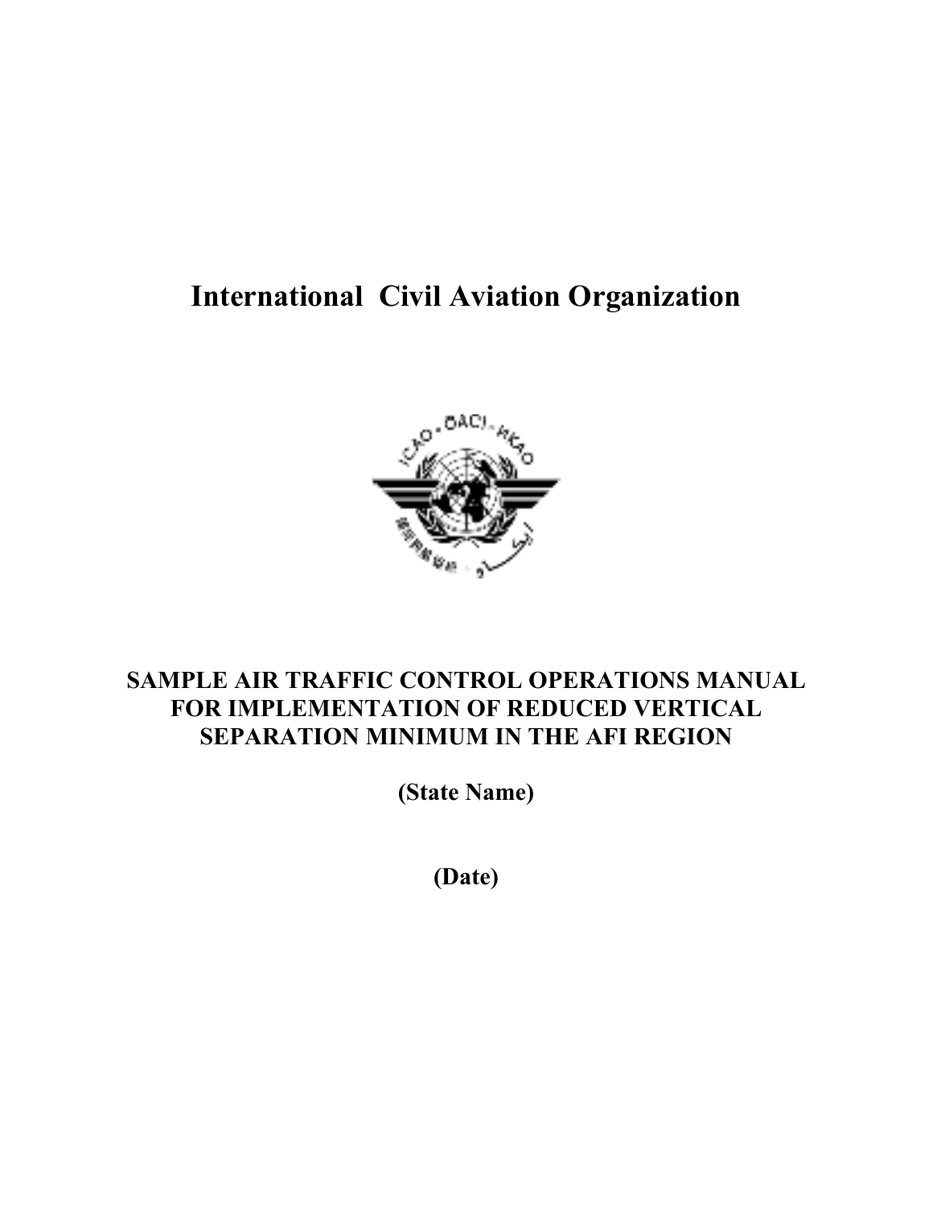# International Civil Aviation Organization

**SAMPLE AIR TRAFFIC CONTROL OPERATIONS MANUAL FOR IMPLEMENTATION OF REDUCED VERTICAL SEPARATION MINIMUM IN THE AFI REGION**

**(State Name)**

**(Date)**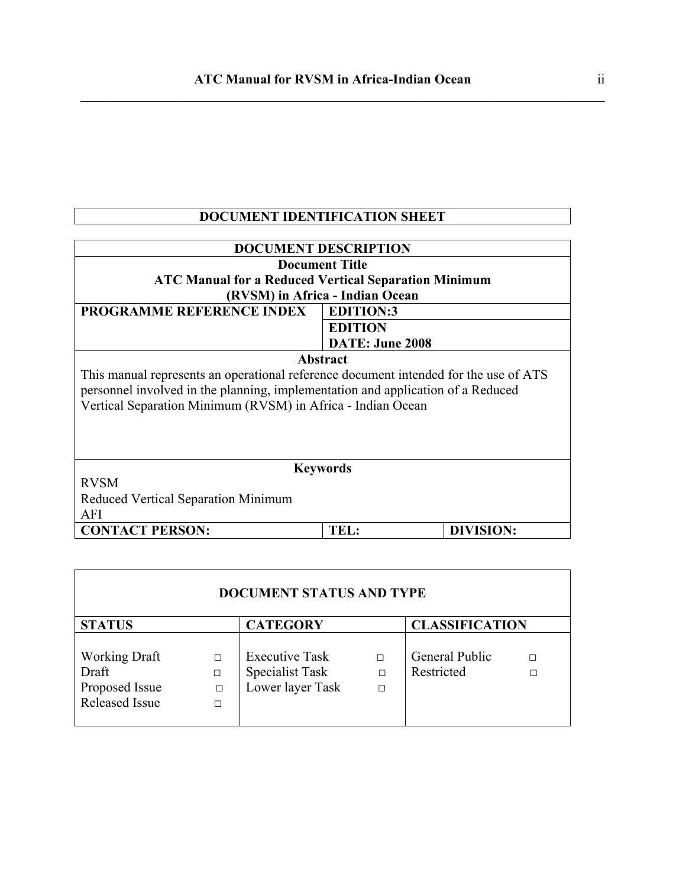## DOCUMENT IDENTIFICATION SHEET

| DOCUMENT DESCRIPTION | | |
|---|---|---|
| **Document Title**<br>**ATC Manual for a Reduced Vertical Separation Minimum (RVSM) in Africa - Indian Ocean** | | |
| **PROGRAMME REFERENCE INDEX** | **EDITION:3** | |
| | **EDITION DATE: June 2008** | |
| **Abstract**<br>This manual represents an operational reference document intended for the use of ATS personnel involved in the planning, implementation and application of a Reduced Vertical Separation Minimum (RVSM) in Africa - Indian Ocean | | |
| **Keywords**<br>RVSM<br>Reduced Vertical Separation Minimum<br>AFI | | |
| **CONTACT PERSON:** | **TEL:** | **DIVISION:** |

| DOCUMENT STATUS AND TYPE | | |
|---|---|---|
| **STATUS** | **CATEGORY** | **CLASSIFICATION** |
| Working Draft □<br>Draft □<br>Proposed Issue □<br>Released Issue □ | Executive Task □<br>Specialist Task □<br>Lower layer Task □ | General Public □<br>Restricted □ |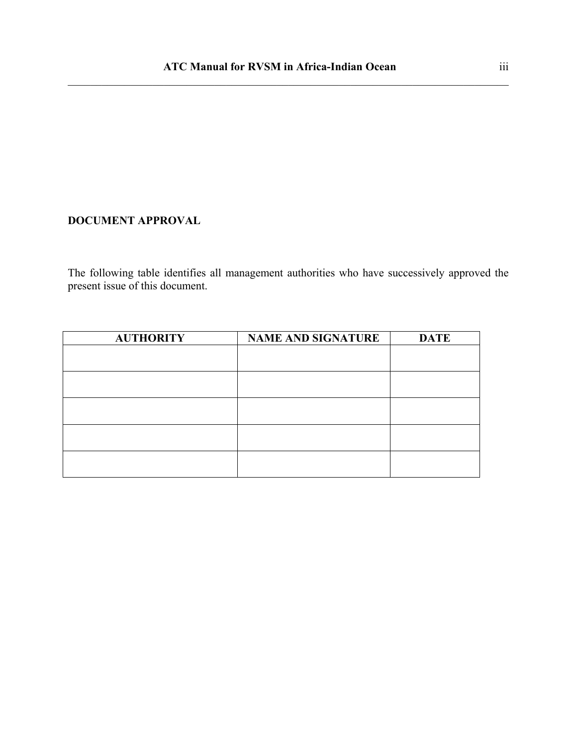## DOCUMENT APPROVAL

The following table identifies all management authorities who have successively approved the present issue of this document.

| AUTHORITY | NAME AND SIGNATURE | DATE |
|---|---|---|
| | | |
| | | |
| | | |
| | | |
| | | |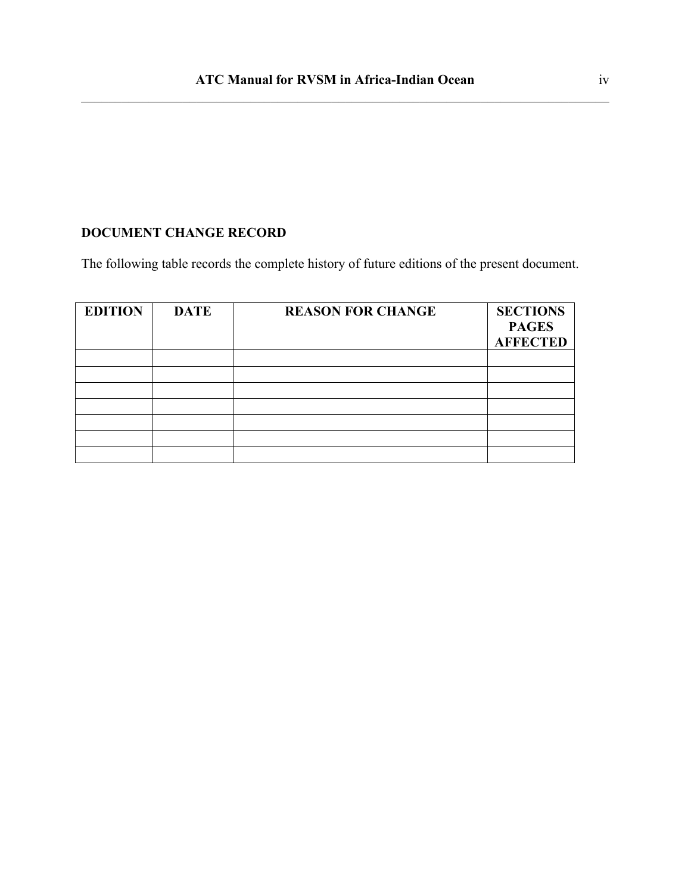**DOCUMENT CHANGE RECORD**

The following table records the complete history of future editions of the present document.

| EDITION | DATE | REASON FOR CHANGE | SECTIONS PAGES AFFECTED |
|---|---|---|---|
| | | | |
| | | | |
| | | | |
| | | | |
| | | | |
| | | | |
| | | | |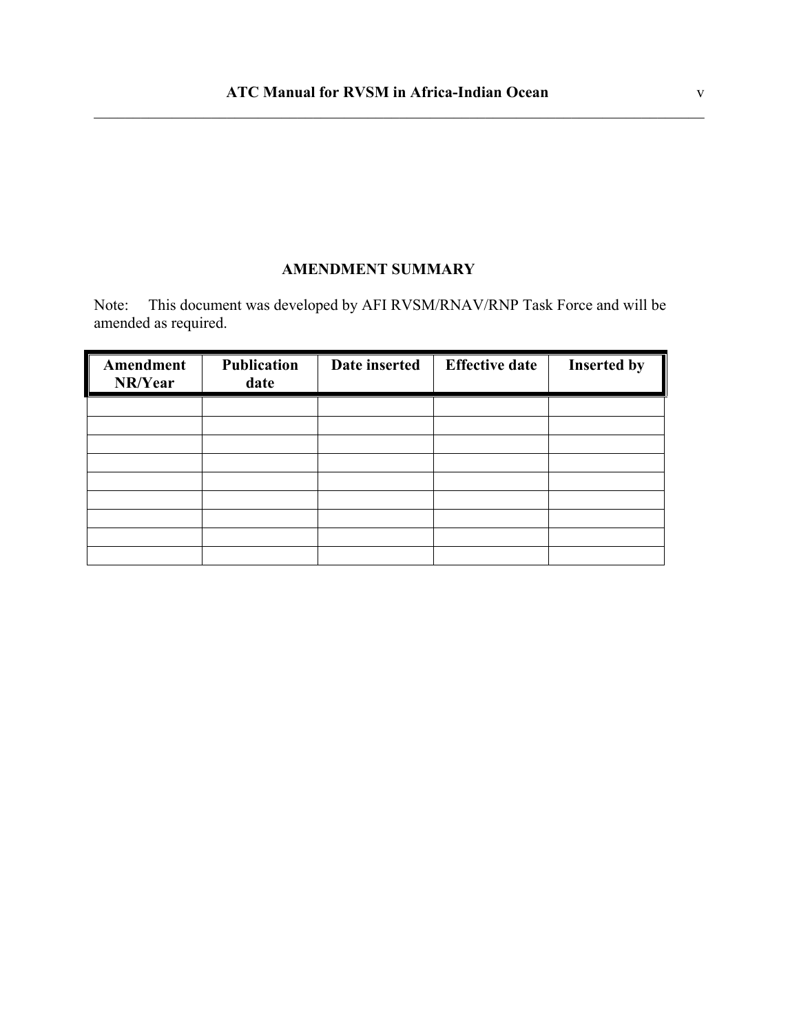## AMENDMENT SUMMARY

Note: This document was developed by AFI RVSM/RNAV/RNP Task Force and will be amended as required.

| Amendment NR/Year | Publication date | Date inserted | Effective date | Inserted by |
|---|---|---|---|---|
| | | | | |
| | | | | |
| | | | | |
| | | | | |
| | | | | |
| | | | | |
| | | | | |
| | | | | |
| | | | | |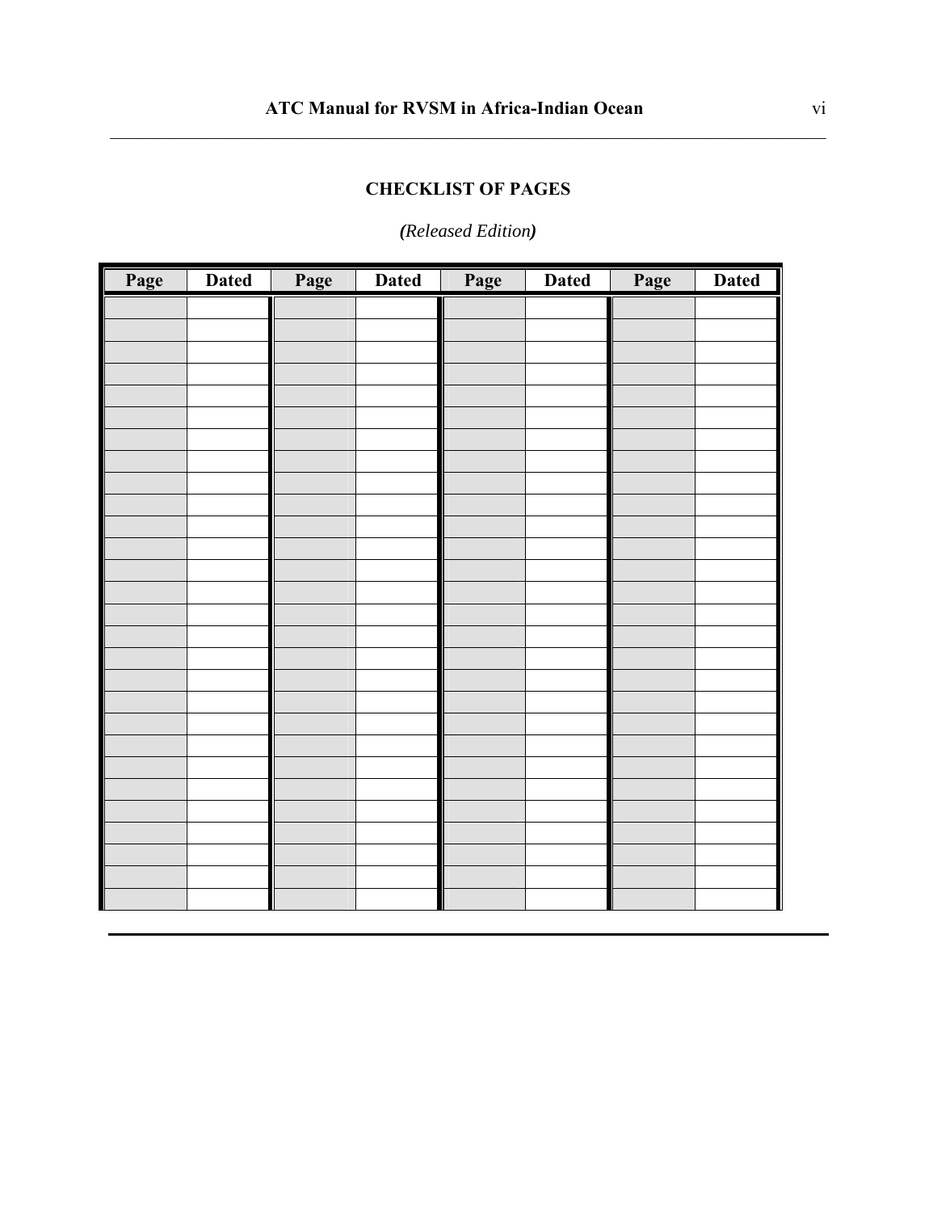## CHECKLIST OF PAGES

*(Released Edition)*

| Page | Dated | Page | Dated | Page | Dated | Page | Dated |
|---|---|---|---|---|---|---|---|
| | | | | | | | |
| | | | | | | | |
| | | | | | | | |
| | | | | | | | |
| | | | | | | | |
| | | | | | | | |
| | | | | | | | |
| | | | | | | | |
| | | | | | | | |
| | | | | | | | |
| | | | | | | | |
| | | | | | | | |
| | | | | | | | |
| | | | | | | | |
| | | | | | | | |
| | | | | | | | |
| | | | | | | | |
| | | | | | | | |
| | | | | | | | |
| | | | | | | | |
| | | | | | | | |
| | | | | | | | |
| | | | | | | | |
| | | | | | | | |
| | | | | | | | |
| | | | | | | | |
| | | | | | | | |
| | | | | | | | |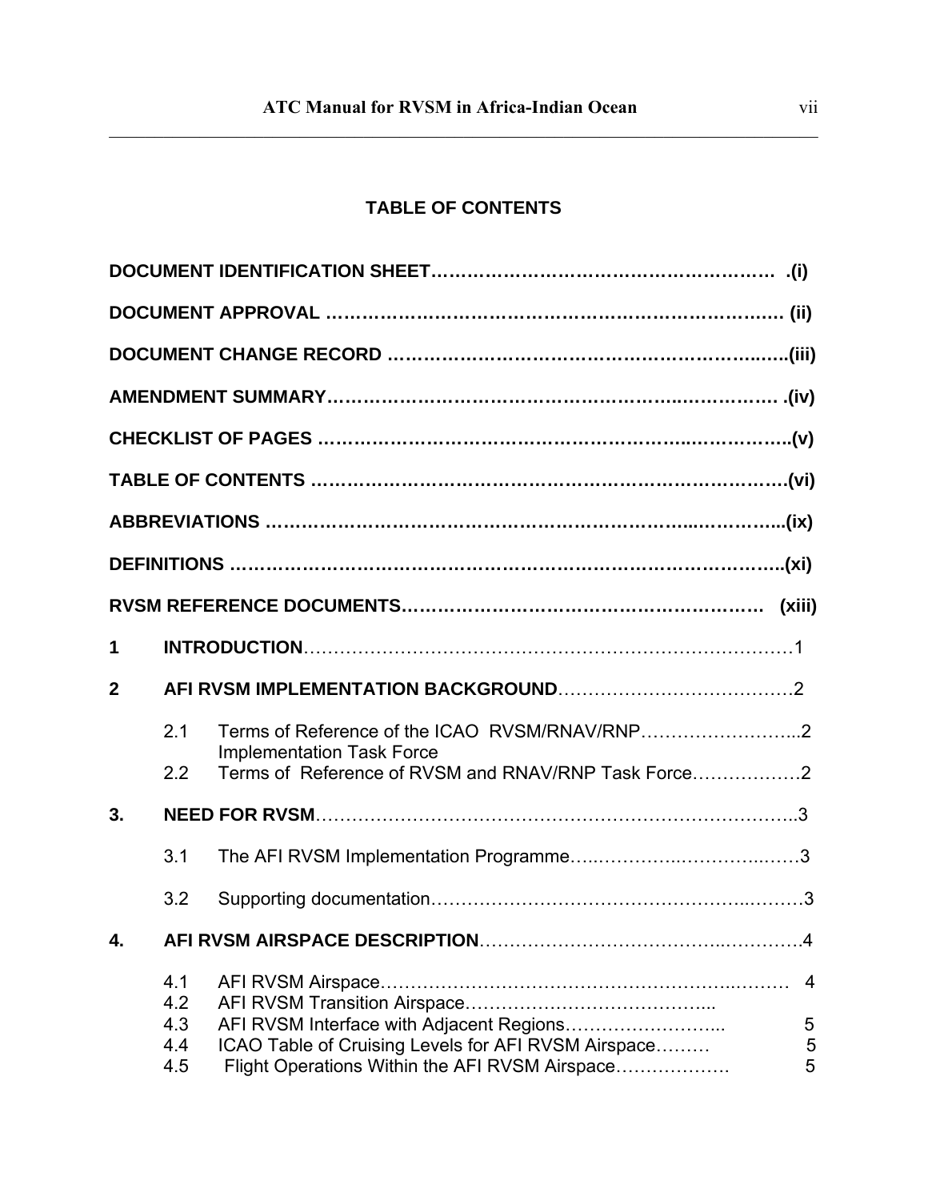# TABLE OF CONTENTS

| | | |
|---|---|---|
| **DOCUMENT IDENTIFICATION SHEET** | | **(i)** |
| **DOCUMENT APPROVAL** | | **(ii)** |
| **DOCUMENT CHANGE RECORD** | | **(iii)** |
| **AMENDMENT SUMMARY** | | **(iv)** |
| **CHECKLIST OF PAGES** | | **(v)** |
| **TABLE OF CONTENTS** | | **(vi)** |
| **ABBREVIATIONS** | | **(ix)** |
| **DEFINITIONS** | | **(xi)** |
| **RVSM REFERENCE DOCUMENTS** | | **(xiii)** |
| **1** | **INTRODUCTION** | 1 |
| **2** | **AFI RVSM IMPLEMENTATION BACKGROUND** | 2 |
| 2.1 | Terms of Reference of the ICAO RVSM/RNAV/RNP Implementation Task Force | 2 |
| 2.2 | Terms of Reference of RVSM and RNAV/RNP Task Force | 2 |
| **3.** | **NEED FOR RVSM** | 3 |
| 3.1 | The AFI RVSM Implementation Programme | 3 |
| 3.2 | Supporting documentation | 3 |
| **4.** | **AFI RVSM AIRSPACE DESCRIPTION** | 4 |
| 4.1 | AFI RVSM Airspace | 4 |
| 4.2 | AFI RVSM Transition Airspace | |
| 4.3 | AFI RVSM Interface with Adjacent Regions | 5 |
| 4.4 | ICAO Table of Cruising Levels for AFI RVSM Airspace | 5 |
| 4.5 | Flight Operations Within the AFI RVSM Airspace | 5 |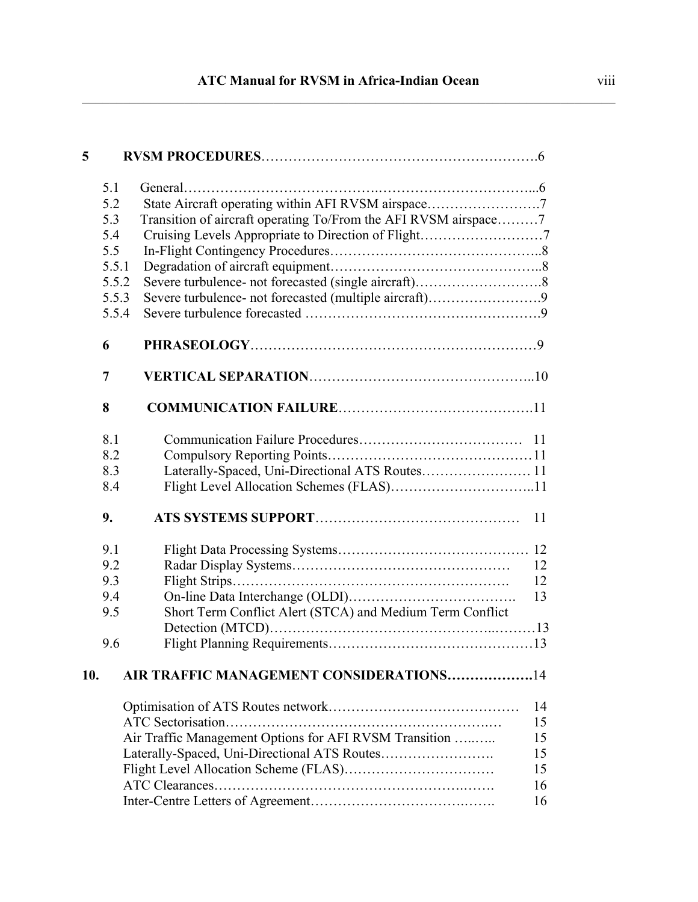| | | |
|---|---|---|
| **5** | **RVSM PROCEDURES** | 6 |
| 5.1 | General | 6 |
| 5.2 | State Aircraft operating within AFI RVSM airspace | 7 |
| 5.3 | Transition of aircraft operating To/From the AFI RVSM airspace | 7 |
| 5.4 | Cruising Levels Appropriate to Direction of Flight | 7 |
| 5.5 | In-Flight Contingency Procedures | 8 |
| 5.5.1 | Degradation of aircraft equipment | 8 |
| 5.5.2 | Severe turbulence- not forecasted (single aircraft) | 8 |
| 5.5.3 | Severe turbulence- not forecasted (multiple aircraft) | 9 |
| 5.5.4 | Severe turbulence forecasted | 9 |
| **6** | **PHRASEOLOGY** | 9 |
| **7** | **VERTICAL SEPARATION** | 10 |
| **8** | **COMMUNICATION FAILURE** | 11 |
| 8.1 | Communication Failure Procedures | 11 |
| 8.2 | Compulsory Reporting Points | 11 |
| 8.3 | Laterally-Spaced, Uni-Directional ATS Routes | 11 |
| 8.4 | Flight Level Allocation Schemes (FLAS) | 11 |
| **9.** | **ATS SYSTEMS SUPPORT** | 11 |
| 9.1 | Flight Data Processing Systems | 12 |
| 9.2 | Radar Display Systems | 12 |
| 9.3 | Flight Strips | 12 |
| 9.4 | On-line Data Interchange (OLDI) | 13 |
| 9.5 | Short Term Conflict Alert (STCA) and Medium Term Conflict Detection (MTCD) | 13 |
| 9.6 | Flight Planning Requirements | 13 |
| **10.** | **AIR TRAFFIC MANAGEMENT CONSIDERATIONS** | 14 |
| | Optimisation of ATS Routes network | 14 |
| | ATC Sectorisation | 15 |
| | Air Traffic Management Options for AFI RVSM Transition | 15 |
| | Laterally-Spaced, Uni-Directional ATS Routes | 15 |
| | Flight Level Allocation Scheme (FLAS) | 15 |
| | ATC Clearances | 16 |
| | Inter-Centre Letters of Agreement | 16 |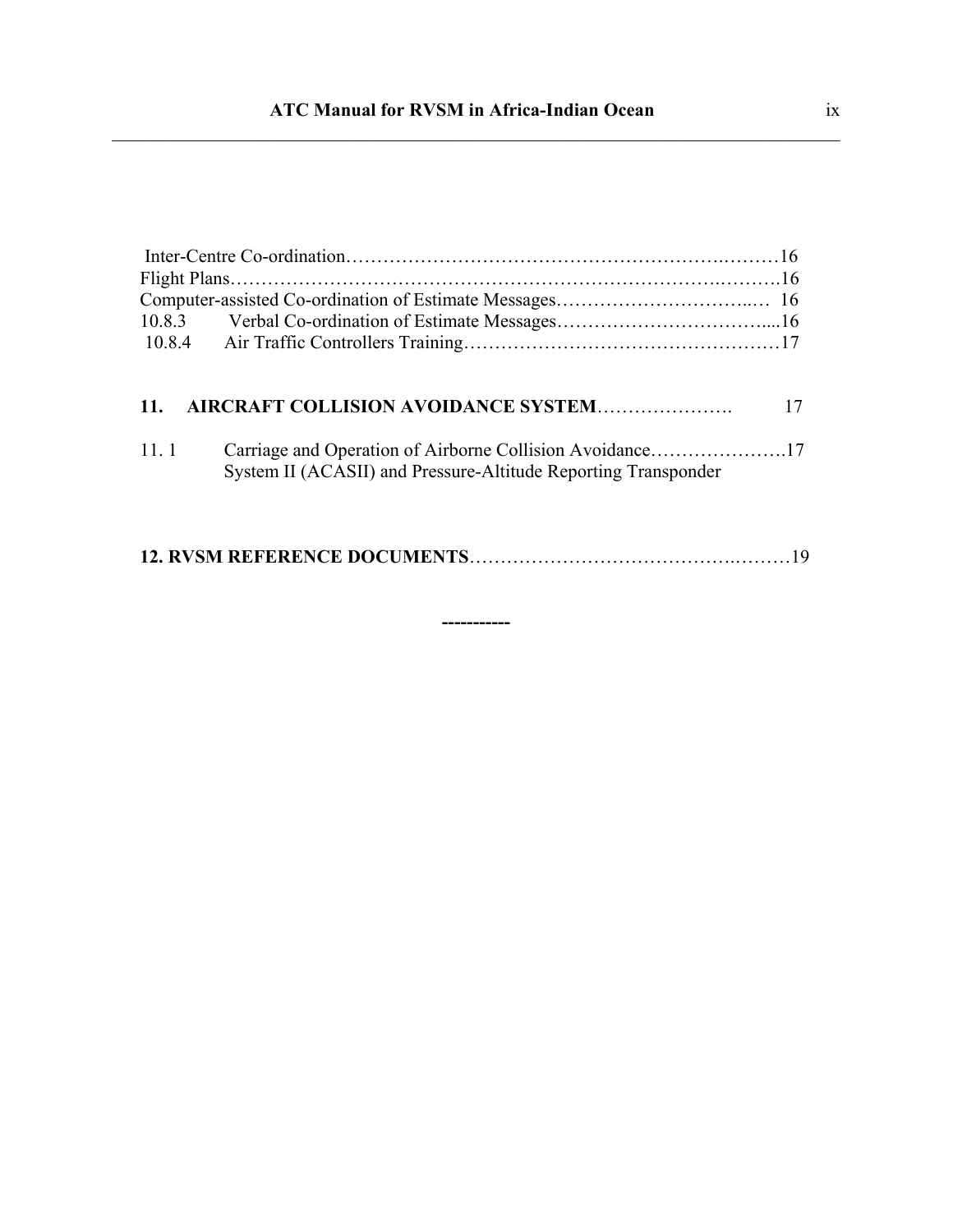Inter-Centre Co-ordination……………………………………………………….………16
Flight Plans……………………………………………………………………….……….16
Computer-assisted Co-ordination of Estimate Messages…………………………...… 16
10.8.3 Verbal Co-ordination of Estimate Messages……………………………....16
10.8.4 Air Traffic Controllers Training……………………………………………17

**11. AIRCRAFT COLLISION AVOIDANCE SYSTEM**…………………. 17

11. 1 Carriage and Operation of Airborne Collision Avoidance………………….17
System II (ACASII) and Pressure-Altitude Reporting Transponder

**12. RVSM REFERENCE DOCUMENTS**……………………………………….………19

**----------**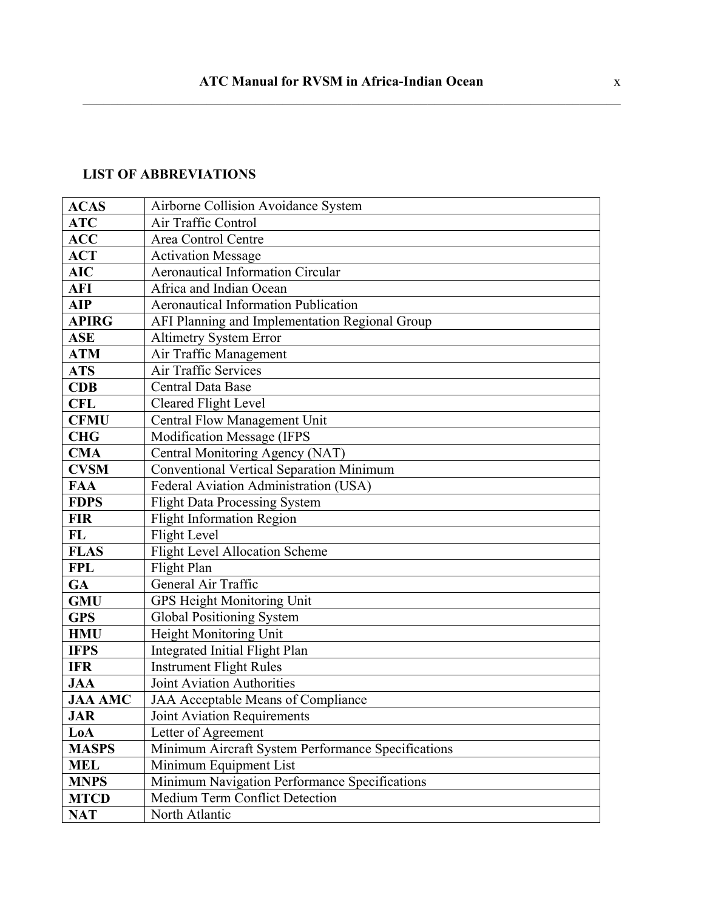## LIST OF ABBREVIATIONS

| | |
|---|---|
| **ACAS** | Airborne Collision Avoidance System |
| **ATC** | Air Traffic Control |
| **ACC** | Area Control Centre |
| **ACT** | Activation Message |
| **AIC** | Aeronautical Information Circular |
| **AFI** | Africa and Indian Ocean |
| **AIP** | Aeronautical Information Publication |
| **APIRG** | AFI Planning and Implementation Regional Group |
| **ASE** | Altimetry System Error |
| **ATM** | Air Traffic Management |
| **ATS** | Air Traffic Services |
| **CDB** | Central Data Base |
| **CFL** | Cleared Flight Level |
| **CFMU** | Central Flow Management Unit |
| **CHG** | Modification Message (IFPS |
| **CMA** | Central Monitoring Agency (NAT) |
| **CVSM** | Conventional Vertical Separation Minimum |
| **FAA** | Federal Aviation Administration (USA) |
| **FDPS** | Flight Data Processing System |
| **FIR** | Flight Information Region |
| **FL** | Flight Level |
| **FLAS** | Flight Level Allocation Scheme |
| **FPL** | Flight Plan |
| **GA** | General Air Traffic |
| **GMU** | GPS Height Monitoring Unit |
| **GPS** | Global Positioning System |
| **HMU** | Height Monitoring Unit |
| **IFPS** | Integrated Initial Flight Plan |
| **IFR** | Instrument Flight Rules |
| **JAA** | Joint Aviation Authorities |
| **JAA AMC** | JAA Acceptable Means of Compliance |
| **JAR** | Joint Aviation Requirements |
| **LoA** | Letter of Agreement |
| **MASPS** | Minimum Aircraft System Performance Specifications |
| **MEL** | Minimum Equipment List |
| **MNPS** | Minimum Navigation Performance Specifications |
| **MTCD** | Medium Term Conflict Detection |
| **NAT** | North Atlantic |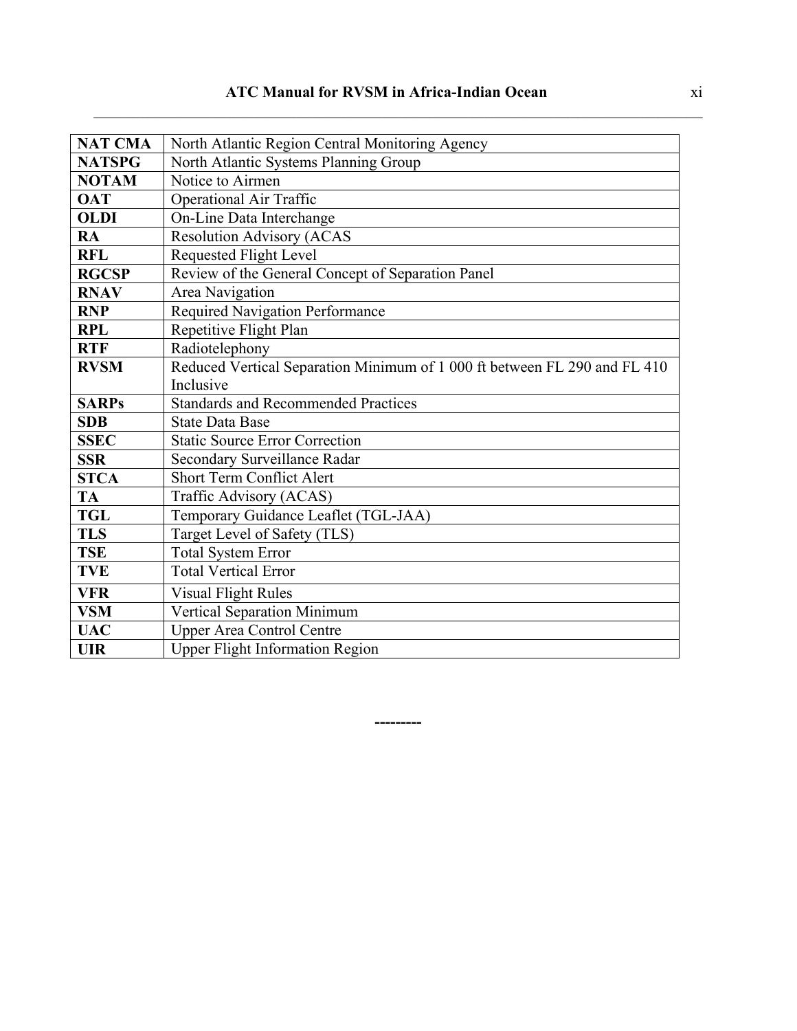| | |
|---|---|
| **NAT CMA** | North Atlantic Region Central Monitoring Agency |
| **NATSPG** | North Atlantic Systems Planning Group |
| **NOTAM** | Notice to Airmen |
| **OAT** | Operational Air Traffic |
| **OLDI** | On-Line Data Interchange |
| **RA** | Resolution Advisory (ACAS |
| **RFL** | Requested Flight Level |
| **RGCSP** | Review of the General Concept of Separation Panel |
| **RNAV** | Area Navigation |
| **RNP** | Required Navigation Performance |
| **RPL** | Repetitive Flight Plan |
| **RTF** | Radiotelephony |
| **RVSM** | Reduced Vertical Separation Minimum of 1 000 ft between FL 290 and FL 410 Inclusive |
| **SARPs** | Standards and Recommended Practices |
| **SDB** | State Data Base |
| **SSEC** | Static Source Error Correction |
| **SSR** | Secondary Surveillance Radar |
| **STCA** | Short Term Conflict Alert |
| **TA** | Traffic Advisory (ACAS) |
| **TGL** | Temporary Guidance Leaflet (TGL-JAA) |
| **TLS** | Target Level of Safety (TLS) |
| **TSE** | Total System Error |
| **TVE** | Total Vertical Error |
| **VFR** | Visual Flight Rules |
| **VSM** | Vertical Separation Minimum |
| **UAC** | Upper Area Control Centre |
| **UIR** | Upper Flight Information Region |

---------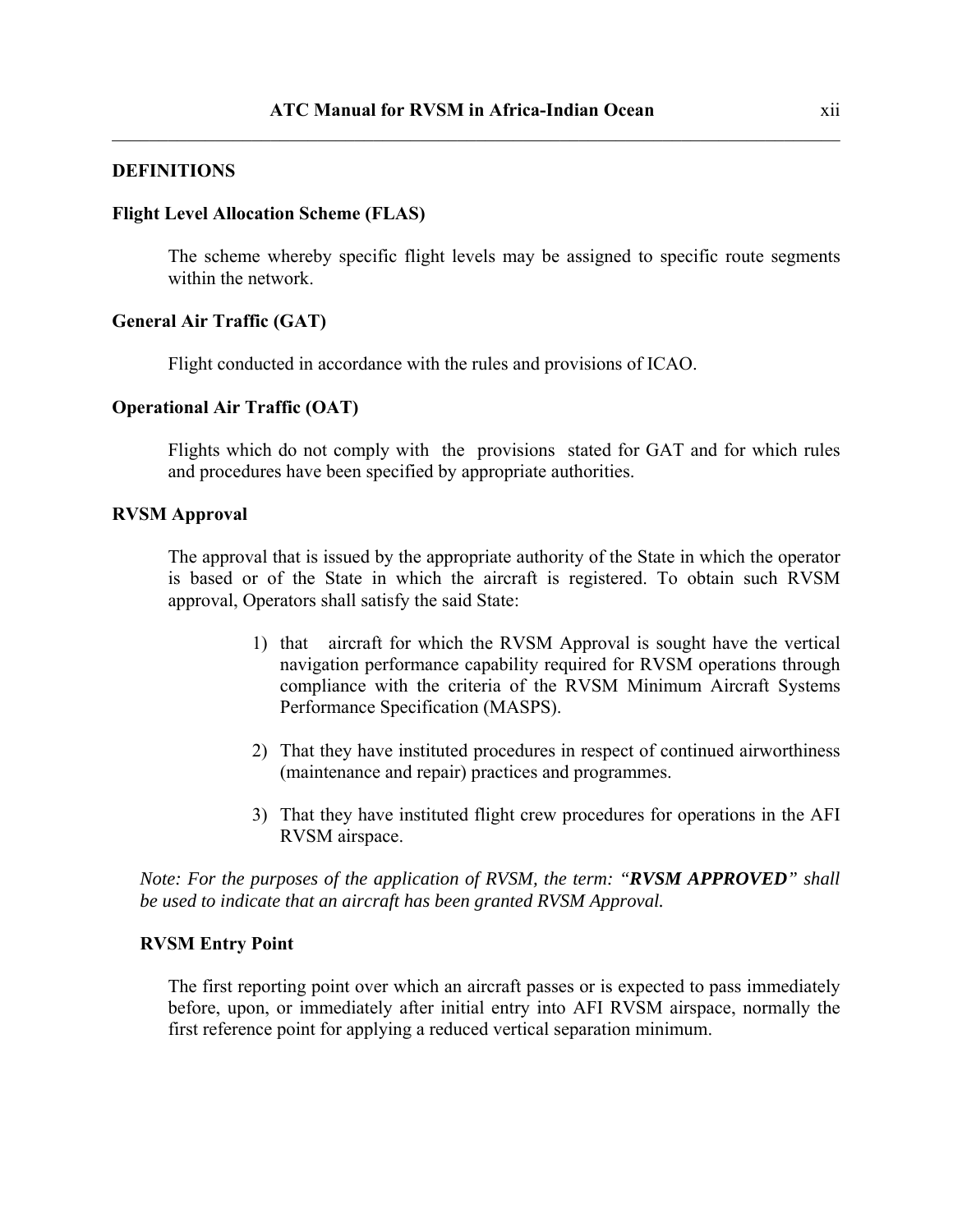## DEFINITIONS

### Flight Level Allocation Scheme (FLAS)

The scheme whereby specific flight levels may be assigned to specific route segments within the network.

### General Air Traffic (GAT)

Flight conducted in accordance with the rules and provisions of ICAO.

### Operational Air Traffic (OAT)

Flights which do not comply with the provisions stated for GAT and for which rules and procedures have been specified by appropriate authorities.

### RVSM Approval

The approval that is issued by the appropriate authority of the State in which the operator is based or of the State in which the aircraft is registered. To obtain such RVSM approval, Operators shall satisfy the said State:

1) that aircraft for which the RVSM Approval is sought have the vertical navigation performance capability required for RVSM operations through compliance with the criteria of the RVSM Minimum Aircraft Systems Performance Specification (MASPS).

2) That they have instituted procedures in respect of continued airworthiness (maintenance and repair) practices and programmes.

3) That they have instituted flight crew procedures for operations in the AFI RVSM airspace.

*Note: For the purposes of the application of RVSM, the term: "**RVSM APPROVED**" shall be used to indicate that an aircraft has been granted RVSM Approval.*

### RVSM Entry Point

The first reporting point over which an aircraft passes or is expected to pass immediately before, upon, or immediately after initial entry into AFI RVSM airspace, normally the first reference point for applying a reduced vertical separation minimum.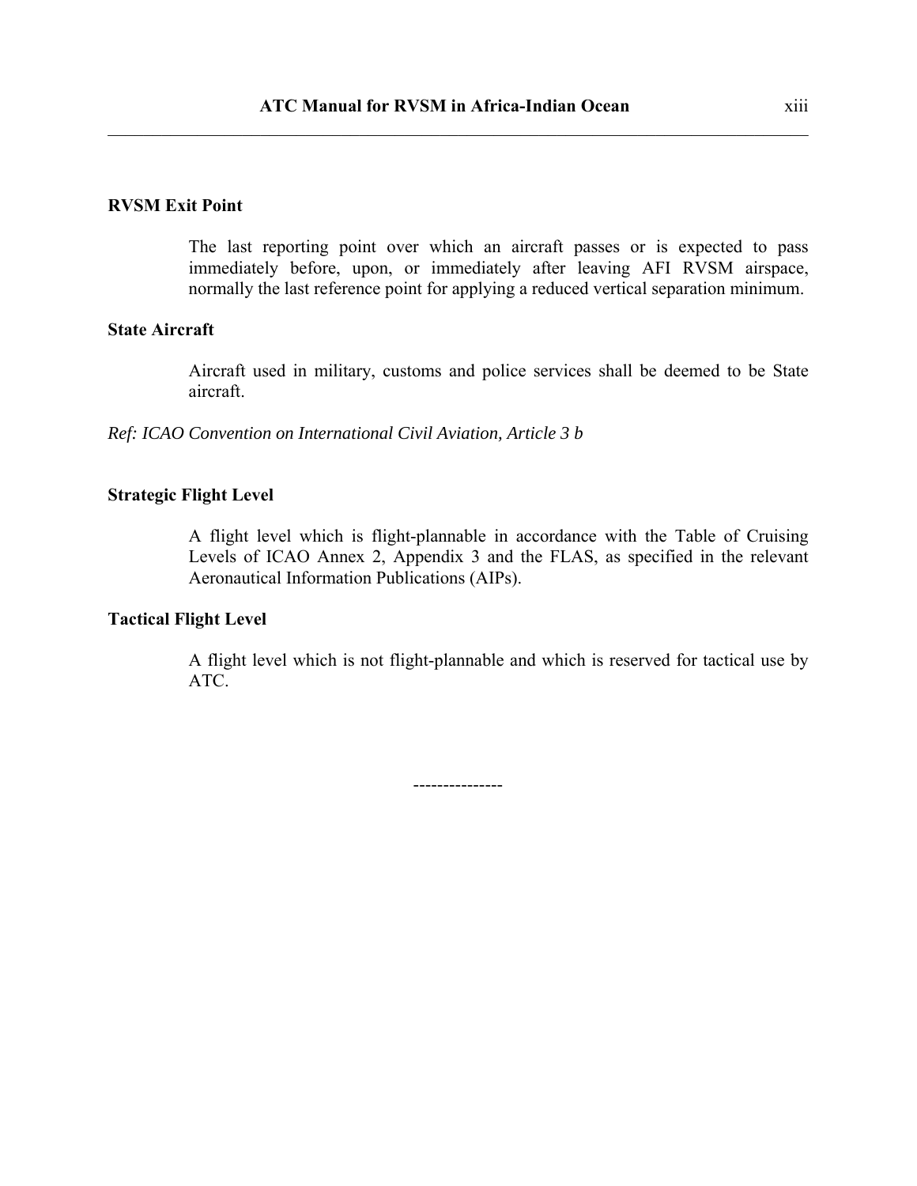**RVSM Exit Point**

The last reporting point over which an aircraft passes or is expected to pass immediately before, upon, or immediately after leaving AFI RVSM airspace, normally the last reference point for applying a reduced vertical separation minimum.

**State Aircraft**

Aircraft used in military, customs and police services shall be deemed to be State aircraft.

*Ref: ICAO Convention on International Civil Aviation, Article 3 b*

**Strategic Flight Level**

A flight level which is flight-plannable in accordance with the Table of Cruising Levels of ICAO Annex 2, Appendix 3 and the FLAS, as specified in the relevant Aeronautical Information Publications (AIPs).

**Tactical Flight Level**

A flight level which is not flight-plannable and which is reserved for tactical use by ATC.

---------------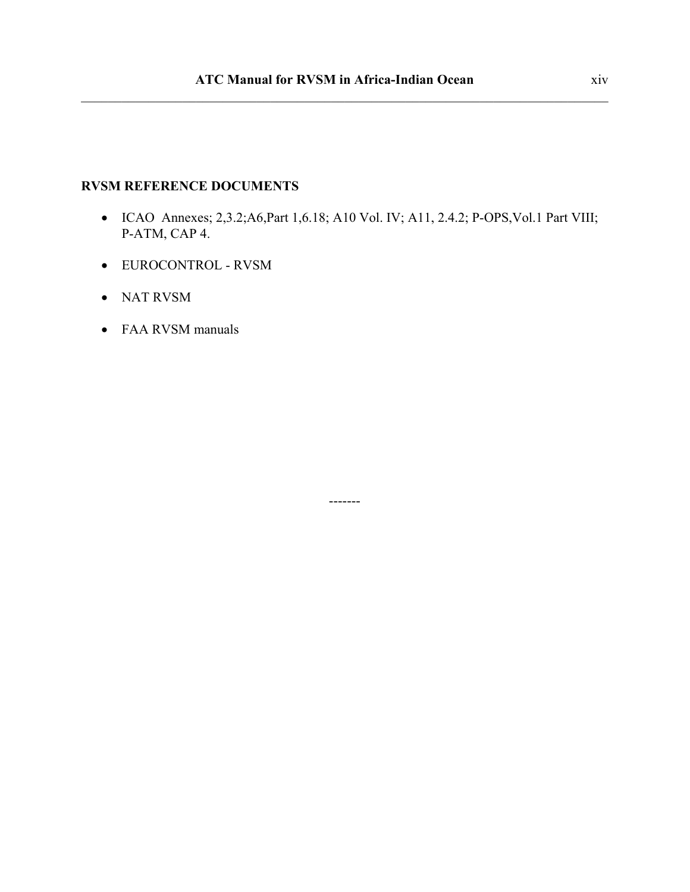**RVSM REFERENCE DOCUMENTS**

- ICAO Annexes; 2,3.2;A6,Part 1,6.18; A10 Vol. IV; A11, 2.4.2; P-OPS,Vol.1 Part VIII; P-ATM, CAP 4.
- EUROCONTROL - RVSM
- NAT RVSM
- FAA RVSM manuals

-------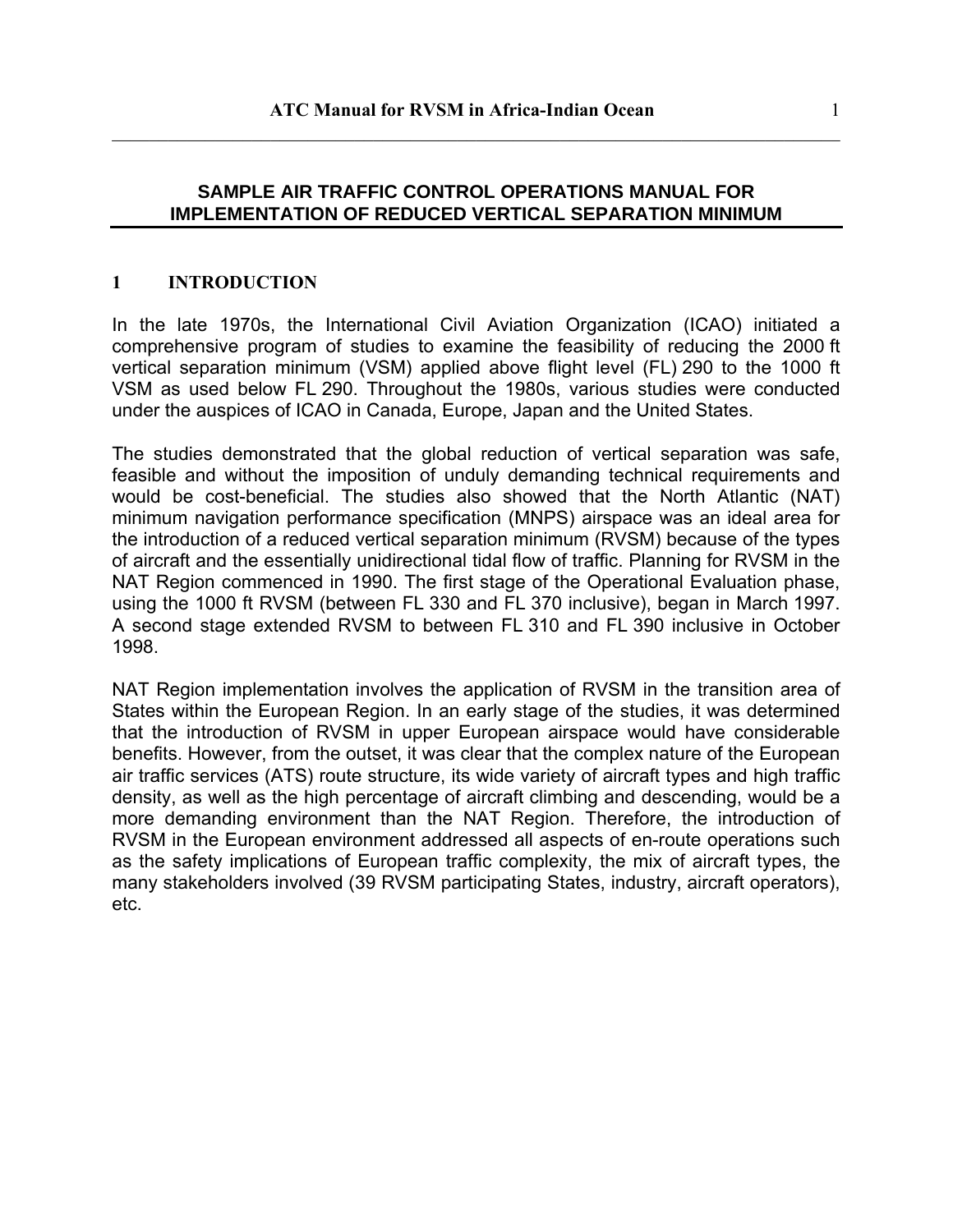## SAMPLE AIR TRAFFIC CONTROL OPERATIONS MANUAL FOR IMPLEMENTATION OF REDUCED VERTICAL SEPARATION MINIMUM

### 1 INTRODUCTION

In the late 1970s, the International Civil Aviation Organization (ICAO) initiated a comprehensive program of studies to examine the feasibility of reducing the 2000 ft vertical separation minimum (VSM) applied above flight level (FL) 290 to the 1000 ft VSM as used below FL 290. Throughout the 1980s, various studies were conducted under the auspices of ICAO in Canada, Europe, Japan and the United States.

The studies demonstrated that the global reduction of vertical separation was safe, feasible and without the imposition of unduly demanding technical requirements and would be cost-beneficial. The studies also showed that the North Atlantic (NAT) minimum navigation performance specification (MNPS) airspace was an ideal area for the introduction of a reduced vertical separation minimum (RVSM) because of the types of aircraft and the essentially unidirectional tidal flow of traffic. Planning for RVSM in the NAT Region commenced in 1990. The first stage of the Operational Evaluation phase, using the 1000 ft RVSM (between FL 330 and FL 370 inclusive), began in March 1997. A second stage extended RVSM to between FL 310 and FL 390 inclusive in October 1998.

NAT Region implementation involves the application of RVSM in the transition area of States within the European Region. In an early stage of the studies, it was determined that the introduction of RVSM in upper European airspace would have considerable benefits. However, from the outset, it was clear that the complex nature of the European air traffic services (ATS) route structure, its wide variety of aircraft types and high traffic density, as well as the high percentage of aircraft climbing and descending, would be a more demanding environment than the NAT Region. Therefore, the introduction of RVSM in the European environment addressed all aspects of en-route operations such as the safety implications of European traffic complexity, the mix of aircraft types, the many stakeholders involved (39 RVSM participating States, industry, aircraft operators), etc.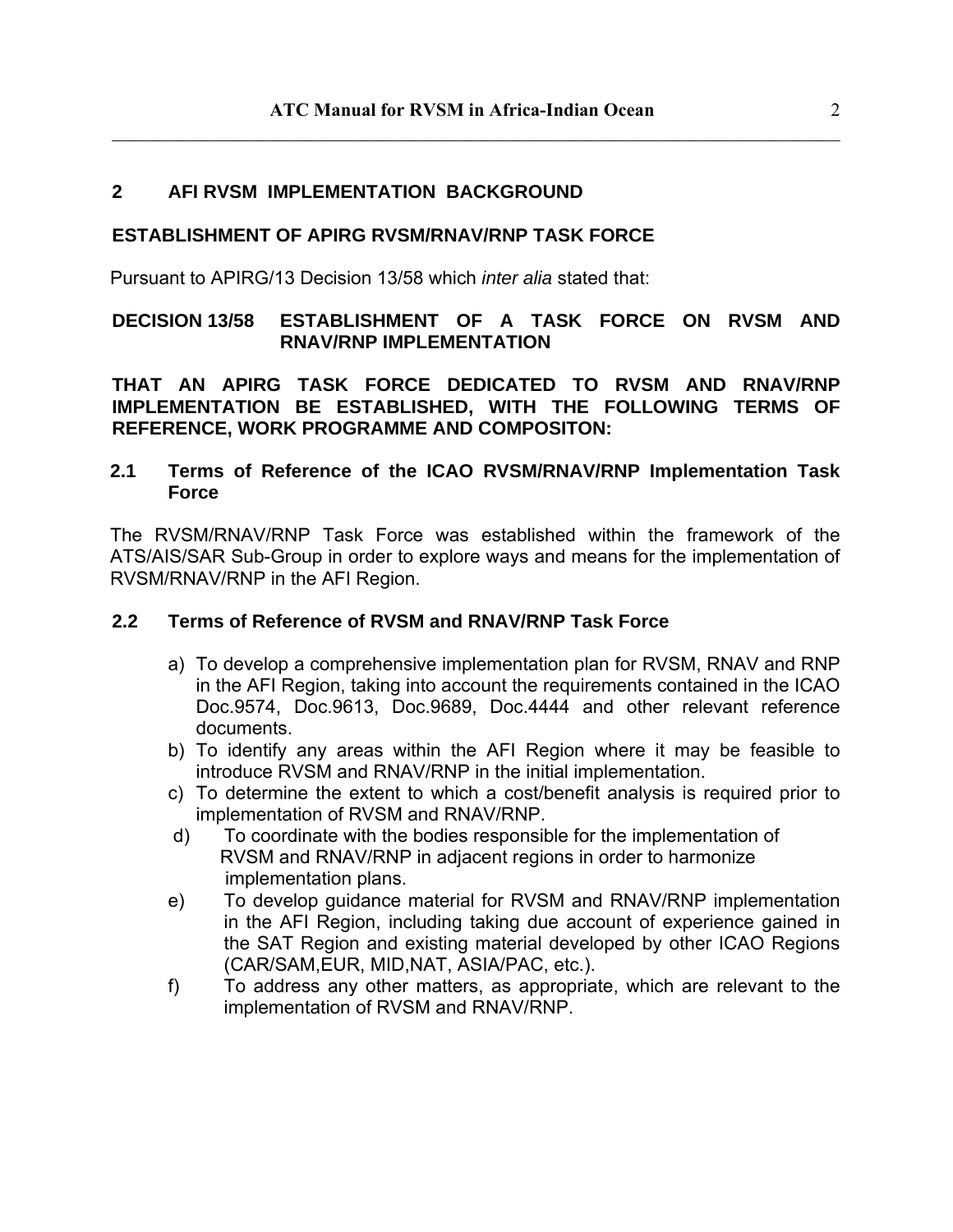## 2 AFI RVSM IMPLEMENTATION BACKGROUND

**ESTABLISHMENT OF APIRG RVSM/RNAV/RNP TASK FORCE**

Pursuant to APIRG/13 Decision 13/58 which *inter alia* stated that:

**DECISION 13/58 ESTABLISHMENT OF A TASK FORCE ON RVSM AND RNAV/RNP IMPLEMENTATION**

**THAT AN APIRG TASK FORCE DEDICATED TO RVSM AND RNAV/RNP IMPLEMENTATION BE ESTABLISHED, WITH THE FOLLOWING TERMS OF REFERENCE, WORK PROGRAMME AND COMPOSITON:**

### 2.1 Terms of Reference of the ICAO RVSM/RNAV/RNP Implementation Task Force

The RVSM/RNAV/RNP Task Force was established within the framework of the ATS/AIS/SAR Sub-Group in order to explore ways and means for the implementation of RVSM/RNAV/RNP in the AFI Region.

### 2.2 Terms of Reference of RVSM and RNAV/RNP Task Force

a) To develop a comprehensive implementation plan for RVSM, RNAV and RNP in the AFI Region, taking into account the requirements contained in the ICAO Doc.9574, Doc.9613, Doc.9689, Doc.4444 and other relevant reference documents.

b) To identify any areas within the AFI Region where it may be feasible to introduce RVSM and RNAV/RNP in the initial implementation.

c) To determine the extent to which a cost/benefit analysis is required prior to implementation of RVSM and RNAV/RNP.

d) To coordinate with the bodies responsible for the implementation of RVSM and RNAV/RNP in adjacent regions in order to harmonize implementation plans.

e) To develop guidance material for RVSM and RNAV/RNP implementation in the AFI Region, including taking due account of experience gained in the SAT Region and existing material developed by other ICAO Regions (CAR/SAM,EUR, MID,NAT, ASIA/PAC, etc.).

f) To address any other matters, as appropriate, which are relevant to the implementation of RVSM and RNAV/RNP.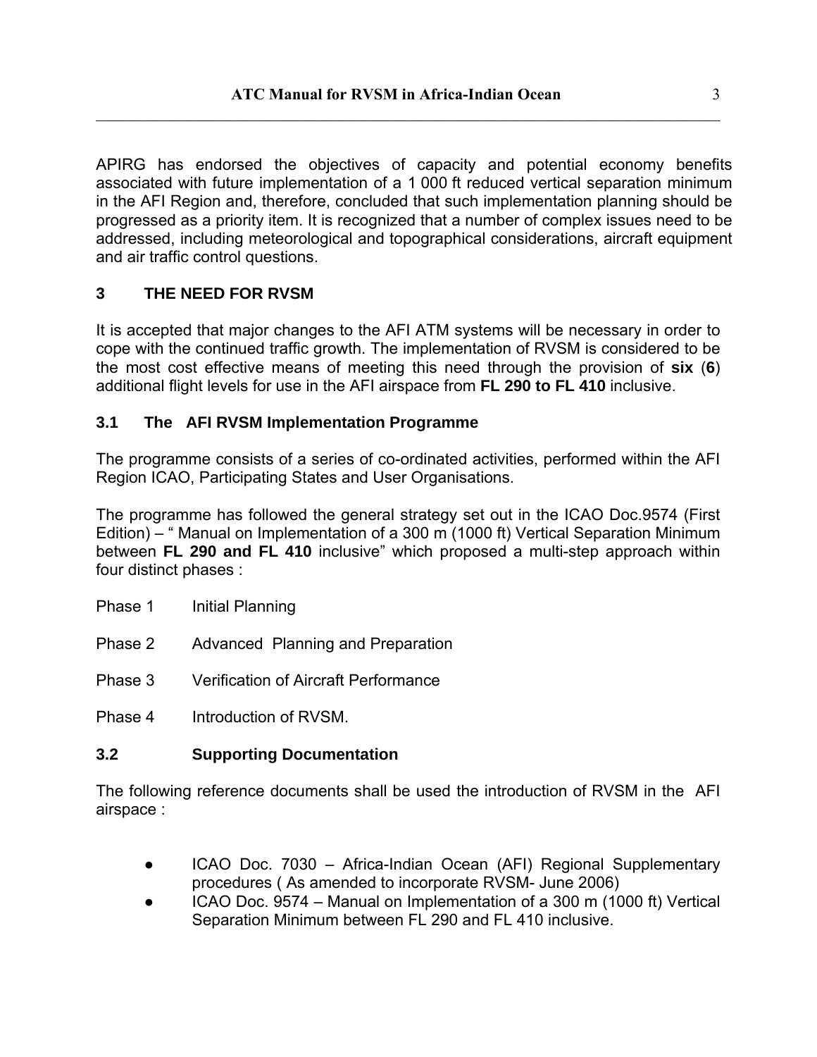APIRG has endorsed the objectives of capacity and potential economy benefits associated with future implementation of a 1 000 ft reduced vertical separation minimum in the AFI Region and, therefore, concluded that such implementation planning should be progressed as a priority item. It is recognized that a number of complex issues need to be addressed, including meteorological and topographical considerations, aircraft equipment and air traffic control questions.

## 3 THE NEED FOR RVSM

It is accepted that major changes to the AFI ATM systems will be necessary in order to cope with the continued traffic growth. The implementation of RVSM is considered to be the most cost effective means of meeting this need through the provision of **six** (**6**) additional flight levels for use in the AFI airspace from **FL 290 to FL 410** inclusive.

### 3.1 The AFI RVSM Implementation Programme

The programme consists of a series of co-ordinated activities, performed within the AFI Region ICAO, Participating States and User Organisations.

The programme has followed the general strategy set out in the ICAO Doc.9574 (First Edition) – " Manual on Implementation of a 300 m (1000 ft) Vertical Separation Minimum between **FL 290 and FL 410** inclusive" which proposed a multi-step approach within four distinct phases :

Phase 1 Initial Planning

Phase 2 Advanced Planning and Preparation

Phase 3 Verification of Aircraft Performance

Phase 4 Introduction of RVSM.

### 3.2 Supporting Documentation

The following reference documents shall be used the introduction of RVSM in the AFI airspace :

- ICAO Doc. 7030 – Africa-Indian Ocean (AFI) Regional Supplementary procedures ( As amended to incorporate RVSM- June 2006)
- ICAO Doc. 9574 – Manual on Implementation of a 300 m (1000 ft) Vertical Separation Minimum between FL 290 and FL 410 inclusive.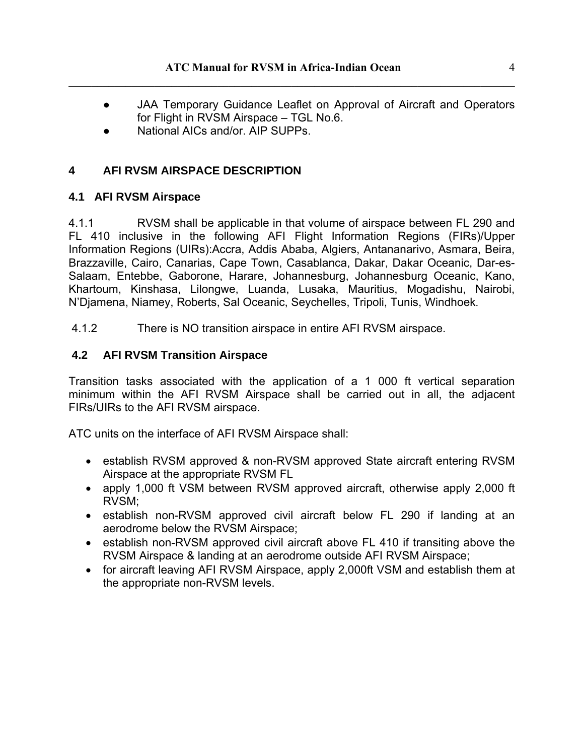- JAA Temporary Guidance Leaflet on Approval of Aircraft and Operators for Flight in RVSM Airspace – TGL No.6.
- National AICs and/or. AIP SUPPs.

## 4 AFI RVSM AIRSPACE DESCRIPTION

### 4.1 AFI RVSM Airspace

4.1.1 RVSM shall be applicable in that volume of airspace between FL 290 and FL 410 inclusive in the following AFI Flight Information Regions (FIRs)/Upper Information Regions (UIRs):Accra, Addis Ababa, Algiers, Antananarivo, Asmara, Beira, Brazzaville, Cairo, Canarias, Cape Town, Casablanca, Dakar, Dakar Oceanic, Dar-es-Salaam, Entebbe, Gaborone, Harare, Johannesburg, Johannesburg Oceanic, Kano, Khartoum, Kinshasa, Lilongwe, Luanda, Lusaka, Mauritius, Mogadishu, Nairobi, N'Djamena, Niamey, Roberts, Sal Oceanic, Seychelles, Tripoli, Tunis, Windhoek.

4.1.2 There is NO transition airspace in entire AFI RVSM airspace.

### 4.2 AFI RVSM Transition Airspace

Transition tasks associated with the application of a 1 000 ft vertical separation minimum within the AFI RVSM Airspace shall be carried out in all, the adjacent FIRs/UIRs to the AFI RVSM airspace.

ATC units on the interface of AFI RVSM Airspace shall:

- establish RVSM approved & non-RVSM approved State aircraft entering RVSM Airspace at the appropriate RVSM FL
- apply 1,000 ft VSM between RVSM approved aircraft, otherwise apply 2,000 ft RVSM;
- establish non-RVSM approved civil aircraft below FL 290 if landing at an aerodrome below the RVSM Airspace;
- establish non-RVSM approved civil aircraft above FL 410 if transiting above the RVSM Airspace & landing at an aerodrome outside AFI RVSM Airspace;
- for aircraft leaving AFI RVSM Airspace, apply 2,000ft VSM and establish them at the appropriate non-RVSM levels.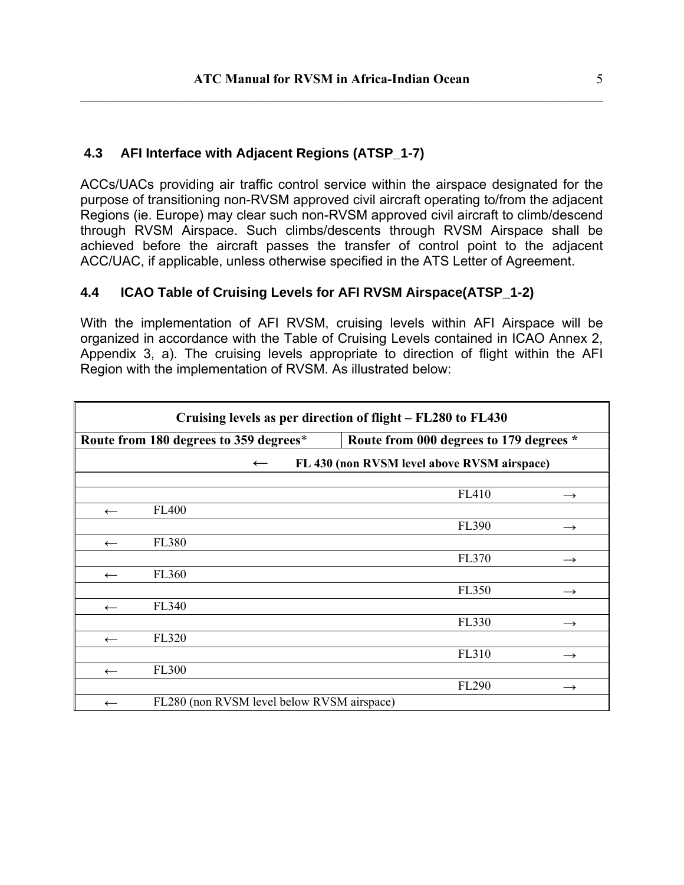### 4.3 AFI Interface with Adjacent Regions (ATSP_1-7)

ACCs/UACs providing air traffic control service within the airspace designated for the purpose of transitioning non-RVSM approved civil aircraft operating to/from the adjacent Regions (ie. Europe) may clear such non-RVSM approved civil aircraft to climb/descend through RVSM Airspace. Such climbs/descents through RVSM Airspace shall be achieved before the aircraft passes the transfer of control point to the adjacent ACC/UAC, if applicable, unless otherwise specified in the ATS Letter of Agreement.

### 4.4 ICAO Table of Cruising Levels for AFI RVSM Airspace(ATSP_1-2)

With the implementation of AFI RVSM, cruising levels within AFI Airspace will be organized in accordance with the Table of Cruising Levels contained in ICAO Annex 2, Appendix 3, a). The cruising levels appropriate to direction of flight within the AFI Region with the implementation of RVSM. As illustrated below:

| **Cruising levels as per direction of flight – FL280 to FL430** | |
|---|---|
| **Route from 180 degrees to 359 degrees*** | **Route from 000 degrees to 179 degrees *** |
| ← **FL 430 (non RVSM level above RVSM airspace)** | |
| | |
| | FL410 → |
| ← FL400 | |
| | FL390 → |
| ← FL380 | |
| | FL370 → |
| ← FL360 | |
| | FL350 → |
| ← FL340 | |
| | FL330 → |
| ← FL320 | |
| | FL310 → |
| ← FL300 | |
| | FL290 → |
| ← FL280 (non RVSM level below RVSM airspace) | |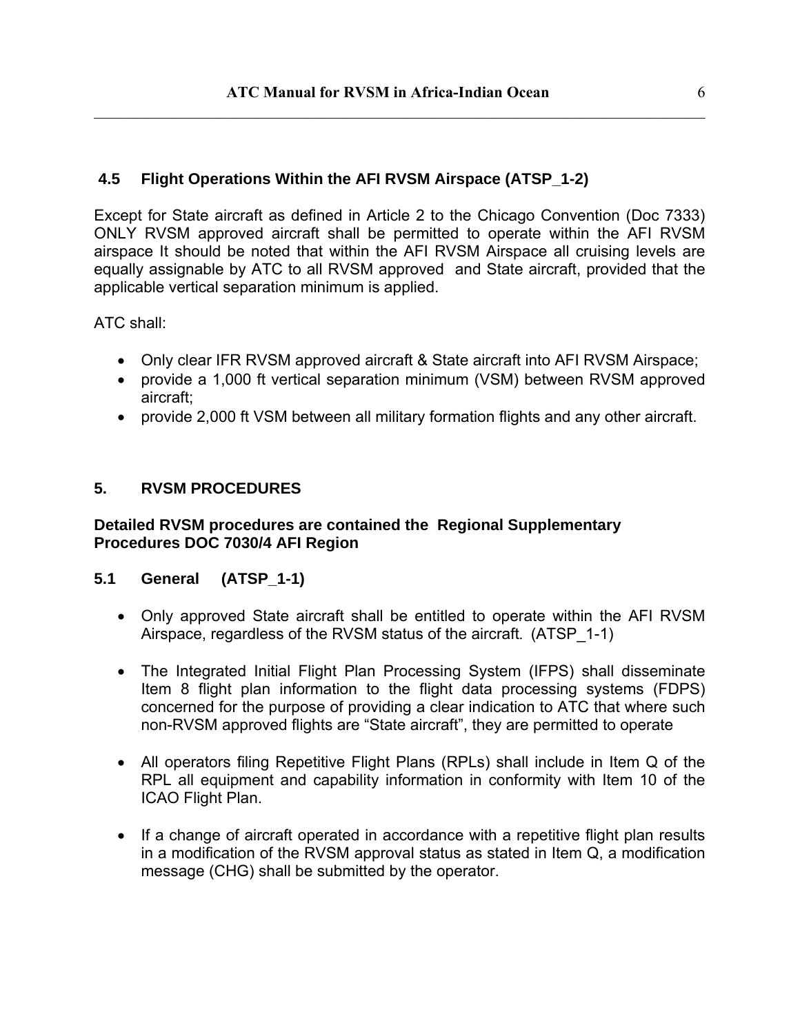### 4.5 Flight Operations Within the AFI RVSM Airspace (ATSP_1-2)

Except for State aircraft as defined in Article 2 to the Chicago Convention (Doc 7333) ONLY RVSM approved aircraft shall be permitted to operate within the AFI RVSM airspace It should be noted that within the AFI RVSM Airspace all cruising levels are equally assignable by ATC to all RVSM approved and State aircraft, provided that the applicable vertical separation minimum is applied.

ATC shall:

- Only clear IFR RVSM approved aircraft & State aircraft into AFI RVSM Airspace;
- provide a 1,000 ft vertical separation minimum (VSM) between RVSM approved aircraft;
- provide 2,000 ft VSM between all military formation flights and any other aircraft.

## 5. RVSM PROCEDURES

**Detailed RVSM procedures are contained the Regional Supplementary Procedures DOC 7030/4 AFI Region**

### 5.1 General (ATSP_1-1)

- Only approved State aircraft shall be entitled to operate within the AFI RVSM Airspace, regardless of the RVSM status of the aircraft. (ATSP_1-1)

- The Integrated Initial Flight Plan Processing System (IFPS) shall disseminate Item 8 flight plan information to the flight data processing systems (FDPS) concerned for the purpose of providing a clear indication to ATC that where such non-RVSM approved flights are "State aircraft", they are permitted to operate

- All operators filing Repetitive Flight Plans (RPLs) shall include in Item Q of the RPL all equipment and capability information in conformity with Item 10 of the ICAO Flight Plan.

- If a change of aircraft operated in accordance with a repetitive flight plan results in a modification of the RVSM approval status as stated in Item Q, a modification message (CHG) shall be submitted by the operator.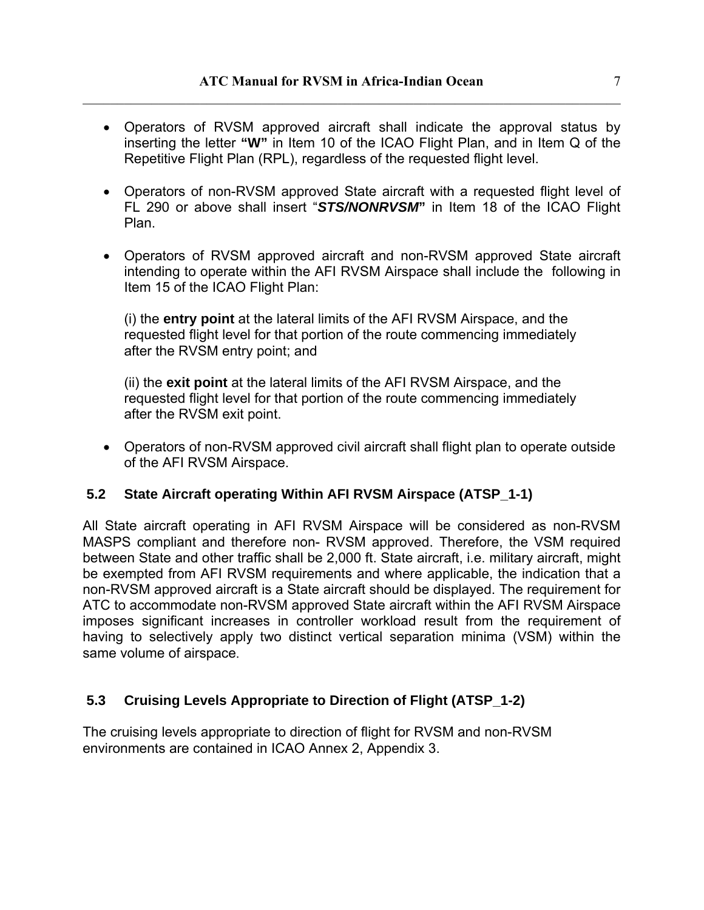- Operators of RVSM approved aircraft shall indicate the approval status by inserting the letter **"W"** in Item 10 of the ICAO Flight Plan, and in Item Q of the Repetitive Flight Plan (RPL), regardless of the requested flight level.

- Operators of non-RVSM approved State aircraft with a requested flight level of FL 290 or above shall insert "***STS/NONRVSM*"** in Item 18 of the ICAO Flight Plan.

- Operators of RVSM approved aircraft and non-RVSM approved State aircraft intending to operate within the AFI RVSM Airspace shall include the following in Item 15 of the ICAO Flight Plan:

  (i) the **entry point** at the lateral limits of the AFI RVSM Airspace, and the requested flight level for that portion of the route commencing immediately after the RVSM entry point; and

  (ii) the **exit point** at the lateral limits of the AFI RVSM Airspace, and the requested flight level for that portion of the route commencing immediately after the RVSM exit point.

- Operators of non-RVSM approved civil aircraft shall flight plan to operate outside of the AFI RVSM Airspace.

### 5.2 State Aircraft operating Within AFI RVSM Airspace (ATSP_1-1)

All State aircraft operating in AFI RVSM Airspace will be considered as non-RVSM MASPS compliant and therefore non- RVSM approved. Therefore, the VSM required between State and other traffic shall be 2,000 ft. State aircraft, i.e. military aircraft, might be exempted from AFI RVSM requirements and where applicable, the indication that a non-RVSM approved aircraft is a State aircraft should be displayed. The requirement for ATC to accommodate non-RVSM approved State aircraft within the AFI RVSM Airspace imposes significant increases in controller workload result from the requirement of having to selectively apply two distinct vertical separation minima (VSM) within the same volume of airspace.

### 5.3 Cruising Levels Appropriate to Direction of Flight (ATSP_1-2)

The cruising levels appropriate to direction of flight for RVSM and non-RVSM environments are contained in ICAO Annex 2, Appendix 3.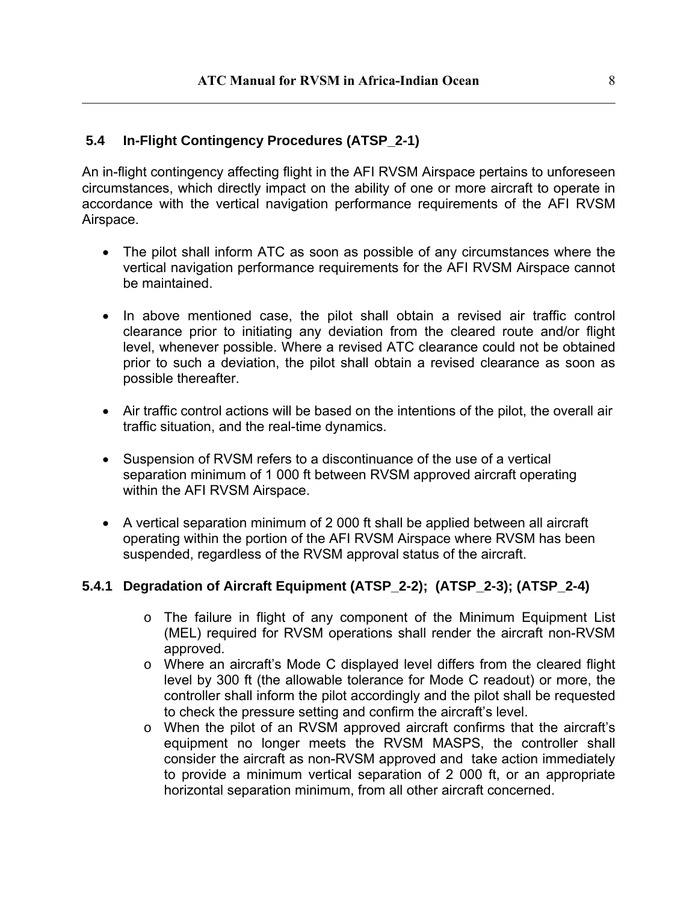## 5.4 In-Flight Contingency Procedures (ATSP_2-1)

An in-flight contingency affecting flight in the AFI RVSM Airspace pertains to unforeseen circumstances, which directly impact on the ability of one or more aircraft to operate in accordance with the vertical navigation performance requirements of the AFI RVSM Airspace.

- The pilot shall inform ATC as soon as possible of any circumstances where the vertical navigation performance requirements for the AFI RVSM Airspace cannot be maintained.
- In above mentioned case, the pilot shall obtain a revised air traffic control clearance prior to initiating any deviation from the cleared route and/or flight level, whenever possible. Where a revised ATC clearance could not be obtained prior to such a deviation, the pilot shall obtain a revised clearance as soon as possible thereafter.
- Air traffic control actions will be based on the intentions of the pilot, the overall air traffic situation, and the real-time dynamics.
- Suspension of RVSM refers to a discontinuance of the use of a vertical separation minimum of 1 000 ft between RVSM approved aircraft operating within the AFI RVSM Airspace.
- A vertical separation minimum of 2 000 ft shall be applied between all aircraft operating within the portion of the AFI RVSM Airspace where RVSM has been suspended, regardless of the RVSM approval status of the aircraft.

### 5.4.1 Degradation of Aircraft Equipment (ATSP_2-2); (ATSP_2-3); (ATSP_2-4)

- The failure in flight of any component of the Minimum Equipment List (MEL) required for RVSM operations shall render the aircraft non-RVSM approved.
- Where an aircraft's Mode C displayed level differs from the cleared flight level by 300 ft (the allowable tolerance for Mode C readout) or more, the controller shall inform the pilot accordingly and the pilot shall be requested to check the pressure setting and confirm the aircraft's level.
- When the pilot of an RVSM approved aircraft confirms that the aircraft's equipment no longer meets the RVSM MASPS, the controller shall consider the aircraft as non-RVSM approved and take action immediately to provide a minimum vertical separation of 2 000 ft, or an appropriate horizontal separation minimum, from all other aircraft concerned.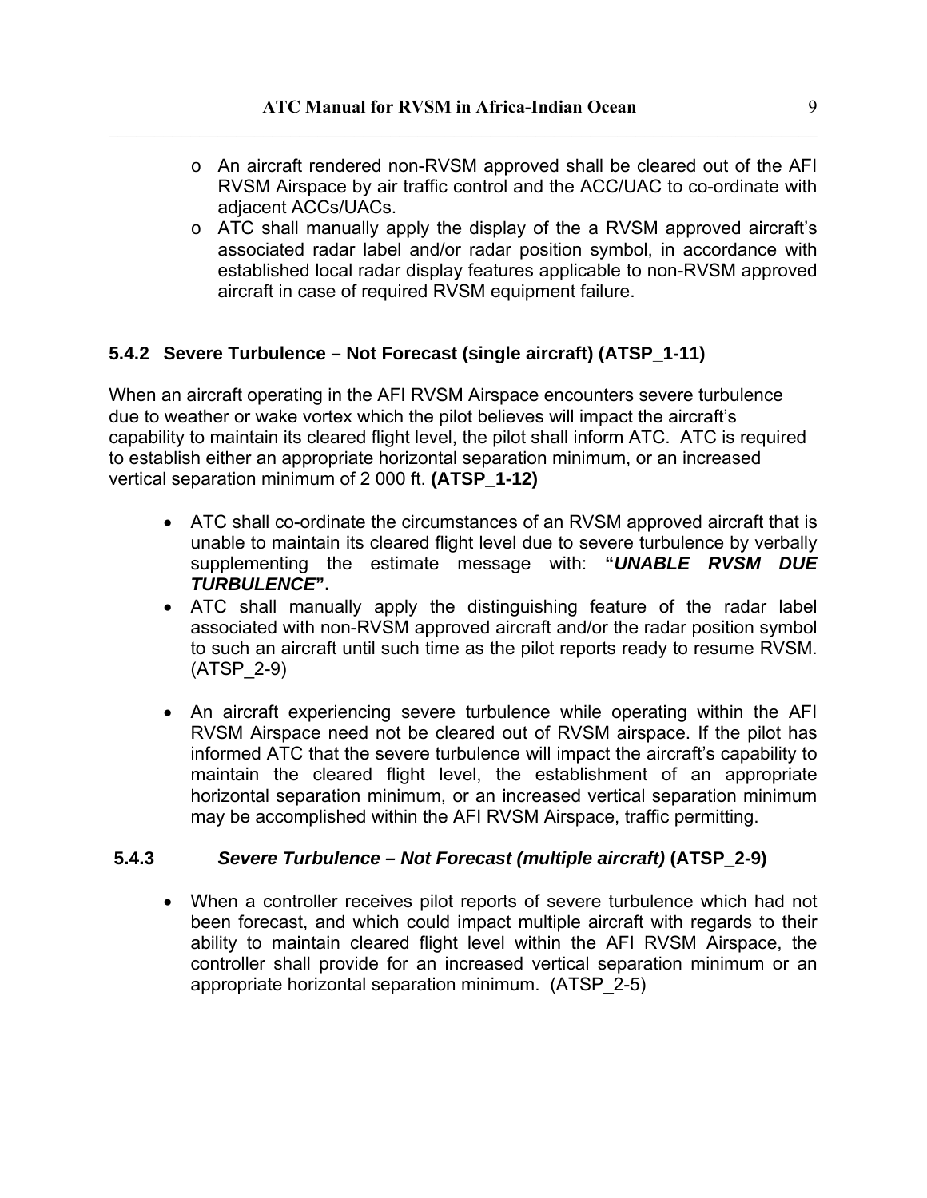- An aircraft rendered non-RVSM approved shall be cleared out of the AFI RVSM Airspace by air traffic control and the ACC/UAC to co-ordinate with adjacent ACCs/UACs.
- ATC shall manually apply the display of the a RVSM approved aircraft's associated radar label and/or radar position symbol, in accordance with established local radar display features applicable to non-RVSM approved aircraft in case of required RVSM equipment failure.

### 5.4.2 Severe Turbulence – Not Forecast (single aircraft) (ATSP_1-11)

When an aircraft operating in the AFI RVSM Airspace encounters severe turbulence due to weather or wake vortex which the pilot believes will impact the aircraft's capability to maintain its cleared flight level, the pilot shall inform ATC. ATC is required to establish either an appropriate horizontal separation minimum, or an increased vertical separation minimum of 2 000 ft. **(ATSP_1-12)**

- ATC shall co-ordinate the circumstances of an RVSM approved aircraft that is unable to maintain its cleared flight level due to severe turbulence by verbally supplementing the estimate message with: **"*UNABLE RVSM DUE TURBULENCE*".**
- ATC shall manually apply the distinguishing feature of the radar label associated with non-RVSM approved aircraft and/or the radar position symbol to such an aircraft until such time as the pilot reports ready to resume RVSM. (ATSP_2-9)
- An aircraft experiencing severe turbulence while operating within the AFI RVSM Airspace need not be cleared out of RVSM airspace. If the pilot has informed ATC that the severe turbulence will impact the aircraft's capability to maintain the cleared flight level, the establishment of an appropriate horizontal separation minimum, or an increased vertical separation minimum may be accomplished within the AFI RVSM Airspace, traffic permitting.

### 5.4.3 *Severe Turbulence – Not Forecast (multiple aircraft)* (ATSP_2-9)

- When a controller receives pilot reports of severe turbulence which had not been forecast, and which could impact multiple aircraft with regards to their ability to maintain cleared flight level within the AFI RVSM Airspace, the controller shall provide for an increased vertical separation minimum or an appropriate horizontal separation minimum. (ATSP_2-5)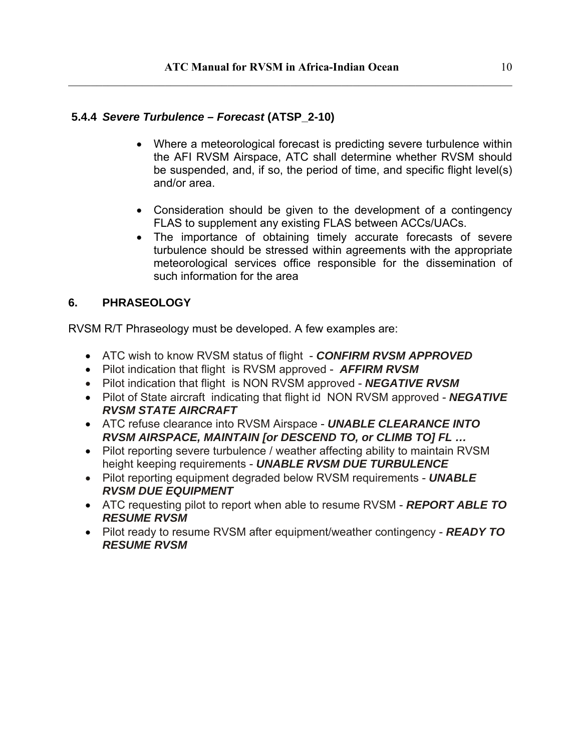#### 5.4.4 *Severe Turbulence – Forecast* (ATSP_2-10)

- Where a meteorological forecast is predicting severe turbulence within the AFI RVSM Airspace, ATC shall determine whether RVSM should be suspended, and, if so, the period of time, and specific flight level(s) and/or area.

- Consideration should be given to the development of a contingency FLAS to supplement any existing FLAS between ACCs/UACs.
- The importance of obtaining timely accurate forecasts of severe turbulence should be stressed within agreements with the appropriate meteorological services office responsible for the dissemination of such information for the area

## 6. PHRASEOLOGY

RVSM R/T Phraseology must be developed. A few examples are:

- ATC wish to know RVSM status of flight - ***CONFIRM RVSM APPROVED***
- Pilot indication that flight is RVSM approved - ***AFFIRM RVSM***
- Pilot indication that flight is NON RVSM approved - ***NEGATIVE RVSM***
- Pilot of State aircraft indicating that flight id NON RVSM approved - ***NEGATIVE RVSM STATE AIRCRAFT***
- ATC refuse clearance into RVSM Airspace - ***UNABLE CLEARANCE INTO RVSM AIRSPACE, MAINTAIN [or DESCEND TO, or CLIMB TO] FL …***
- Pilot reporting severe turbulence / weather affecting ability to maintain RVSM height keeping requirements - ***UNABLE RVSM DUE TURBULENCE***
- Pilot reporting equipment degraded below RVSM requirements - ***UNABLE RVSM DUE EQUIPMENT***
- ATC requesting pilot to report when able to resume RVSM - ***REPORT ABLE TO RESUME RVSM***
- Pilot ready to resume RVSM after equipment/weather contingency - ***READY TO RESUME RVSM***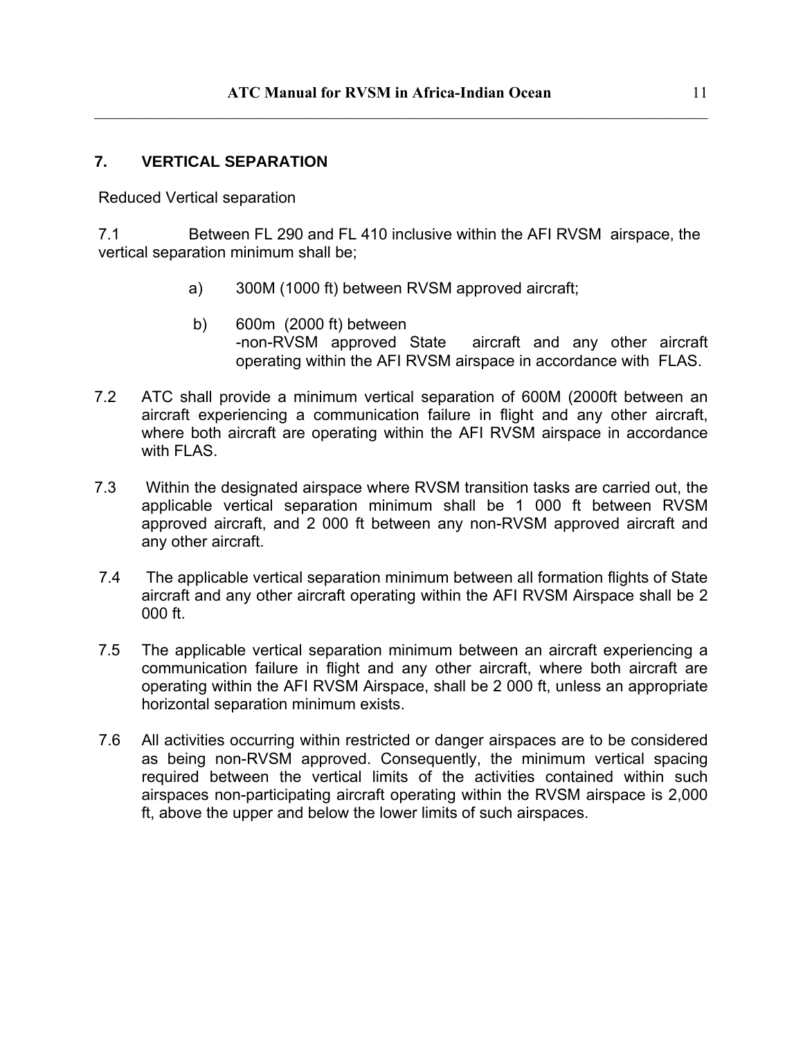## 7. VERTICAL SEPARATION

Reduced Vertical separation

7.1 Between FL 290 and FL 410 inclusive within the AFI RVSM airspace, the vertical separation minimum shall be;

a) 300M (1000 ft) between RVSM approved aircraft;

b) 600m (2000 ft) between
-non-RVSM approved State aircraft and any other aircraft operating within the AFI RVSM airspace in accordance with FLAS.

7.2 ATC shall provide a minimum vertical separation of 600M (2000ft between an aircraft experiencing a communication failure in flight and any other aircraft, where both aircraft are operating within the AFI RVSM airspace in accordance with FLAS.

7.3 Within the designated airspace where RVSM transition tasks are carried out, the applicable vertical separation minimum shall be 1 000 ft between RVSM approved aircraft, and 2 000 ft between any non-RVSM approved aircraft and any other aircraft.

7.4 The applicable vertical separation minimum between all formation flights of State aircraft and any other aircraft operating within the AFI RVSM Airspace shall be 2 000 ft.

7.5 The applicable vertical separation minimum between an aircraft experiencing a communication failure in flight and any other aircraft, where both aircraft are operating within the AFI RVSM Airspace, shall be 2 000 ft, unless an appropriate horizontal separation minimum exists.

7.6 All activities occurring within restricted or danger airspaces are to be considered as being non-RVSM approved. Consequently, the minimum vertical spacing required between the vertical limits of the activities contained within such airspaces non-participating aircraft operating within the RVSM airspace is 2,000 ft, above the upper and below the lower limits of such airspaces.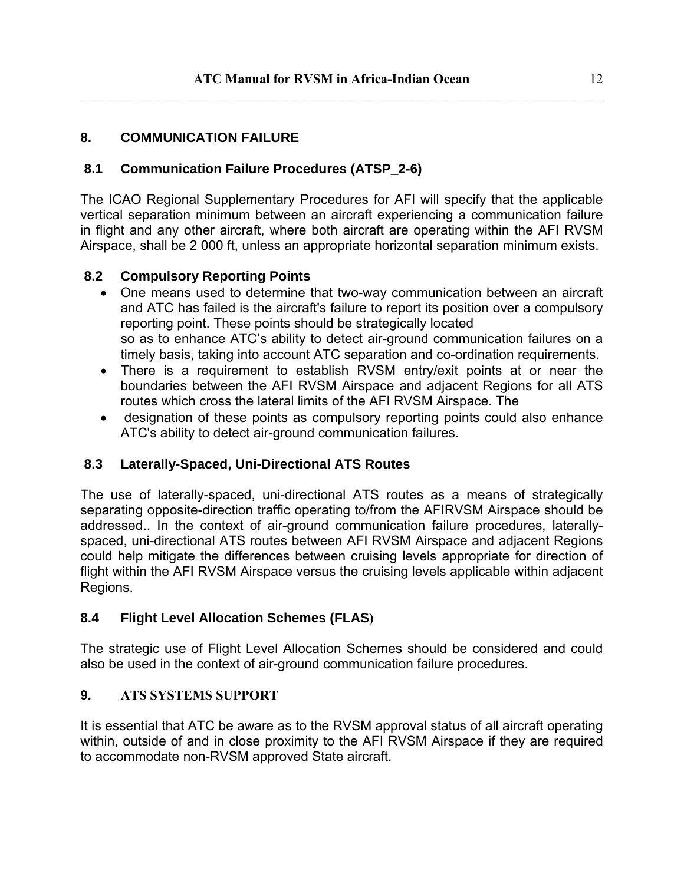## 8. COMMUNICATION FAILURE

### 8.1 Communication Failure Procedures (ATSP_2-6)

The ICAO Regional Supplementary Procedures for AFI will specify that the applicable vertical separation minimum between an aircraft experiencing a communication failure in flight and any other aircraft, where both aircraft are operating within the AFI RVSM Airspace, shall be 2 000 ft, unless an appropriate horizontal separation minimum exists.

### 8.2 Compulsory Reporting Points

- One means used to determine that two-way communication between an aircraft and ATC has failed is the aircraft's failure to report its position over a compulsory reporting point. These points should be strategically located so as to enhance ATC's ability to detect air-ground communication failures on a timely basis, taking into account ATC separation and co-ordination requirements.
- There is a requirement to establish RVSM entry/exit points at or near the boundaries between the AFI RVSM Airspace and adjacent Regions for all ATS routes which cross the lateral limits of the AFI RVSM Airspace. The
- designation of these points as compulsory reporting points could also enhance ATC's ability to detect air-ground communication failures.

### 8.3 Laterally-Spaced, Uni-Directional ATS Routes

The use of laterally-spaced, uni-directional ATS routes as a means of strategically separating opposite-direction traffic operating to/from the AFIRVSM Airspace should be addressed.. In the context of air-ground communication failure procedures, laterally-spaced, uni-directional ATS routes between AFI RVSM Airspace and adjacent Regions could help mitigate the differences between cruising levels appropriate for direction of flight within the AFI RVSM Airspace versus the cruising levels applicable within adjacent Regions.

### 8.4 Flight Level Allocation Schemes (FLAS)

The strategic use of Flight Level Allocation Schemes should be considered and could also be used in the context of air-ground communication failure procedures.

## 9. ATS SYSTEMS SUPPORT

It is essential that ATC be aware as to the RVSM approval status of all aircraft operating within, outside of and in close proximity to the AFI RVSM Airspace if they are required to accommodate non-RVSM approved State aircraft.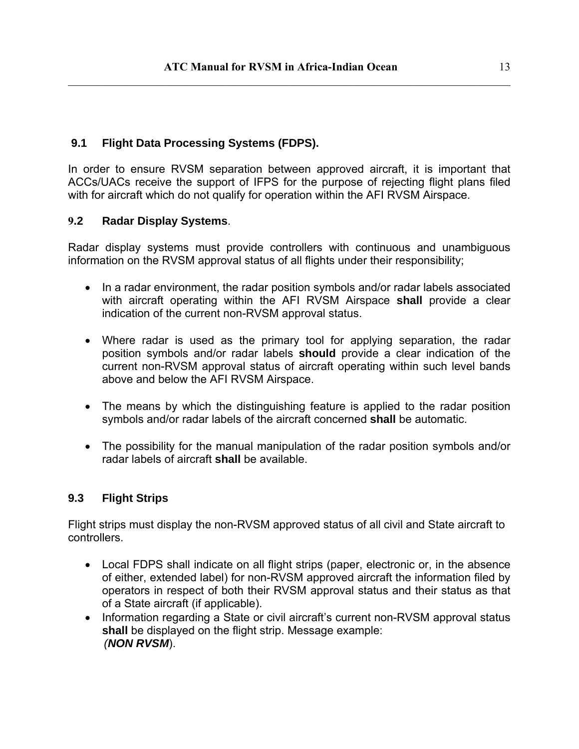### 9.1 Flight Data Processing Systems (FDPS).

In order to ensure RVSM separation between approved aircraft, it is important that ACCs/UACs receive the support of IFPS for the purpose of rejecting flight plans filed with for aircraft which do not qualify for operation within the AFI RVSM Airspace.

### 9.2 Radar Display Systems.

Radar display systems must provide controllers with continuous and unambiguous information on the RVSM approval status of all flights under their responsibility;

- In a radar environment, the radar position symbols and/or radar labels associated with aircraft operating within the AFI RVSM Airspace **shall** provide a clear indication of the current non-RVSM approval status.

- Where radar is used as the primary tool for applying separation, the radar position symbols and/or radar labels **should** provide a clear indication of the current non-RVSM approval status of aircraft operating within such level bands above and below the AFI RVSM Airspace.

- The means by which the distinguishing feature is applied to the radar position symbols and/or radar labels of the aircraft concerned **shall** be automatic.

- The possibility for the manual manipulation of the radar position symbols and/or radar labels of aircraft **shall** be available.

### 9.3 Flight Strips

Flight strips must display the non-RVSM approved status of all civil and State aircraft to controllers.

- Local FDPS shall indicate on all flight strips (paper, electronic or, in the absence of either, extended label) for non-RVSM approved aircraft the information filed by operators in respect of both their RVSM approval status and their status as that of a State aircraft (if applicable).
- Information regarding a State or civil aircraft's current non-RVSM approval status **shall** be displayed on the flight strip. Message example: (***NON RVSM***).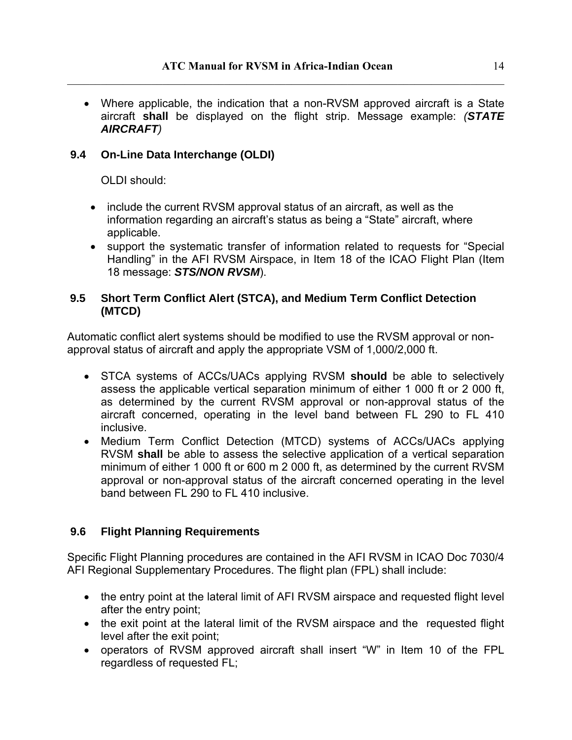- Where applicable, the indication that a non-RVSM approved aircraft is a State aircraft **shall** be displayed on the flight strip. Message example: ***(STATE AIRCRAFT)***

## 9.4 On-Line Data Interchange (OLDI)

OLDI should:

- include the current RVSM approval status of an aircraft, as well as the information regarding an aircraft's status as being a "State" aircraft, where applicable.
- support the systematic transfer of information related to requests for "Special Handling" in the AFI RVSM Airspace, in Item 18 of the ICAO Flight Plan (Item 18 message: ***STS/NON RVSM***).

## 9.5 Short Term Conflict Alert (STCA), and Medium Term Conflict Detection (MTCD)

Automatic conflict alert systems should be modified to use the RVSM approval or non-approval status of aircraft and apply the appropriate VSM of 1,000/2,000 ft.

- STCA systems of ACCs/UACs applying RVSM **should** be able to selectively assess the applicable vertical separation minimum of either 1 000 ft or 2 000 ft, as determined by the current RVSM approval or non-approval status of the aircraft concerned, operating in the level band between FL 290 to FL 410 inclusive.
- Medium Term Conflict Detection (MTCD) systems of ACCs/UACs applying RVSM **shall** be able to assess the selective application of a vertical separation minimum of either 1 000 ft or 600 m 2 000 ft, as determined by the current RVSM approval or non-approval status of the aircraft concerned operating in the level band between FL 290 to FL 410 inclusive.

## 9.6 Flight Planning Requirements

Specific Flight Planning procedures are contained in the AFI RVSM in ICAO Doc 7030/4 AFI Regional Supplementary Procedures. The flight plan (FPL) shall include:

- the entry point at the lateral limit of AFI RVSM airspace and requested flight level after the entry point;
- the exit point at the lateral limit of the RVSM airspace and the requested flight level after the exit point;
- operators of RVSM approved aircraft shall insert "W" in Item 10 of the FPL regardless of requested FL;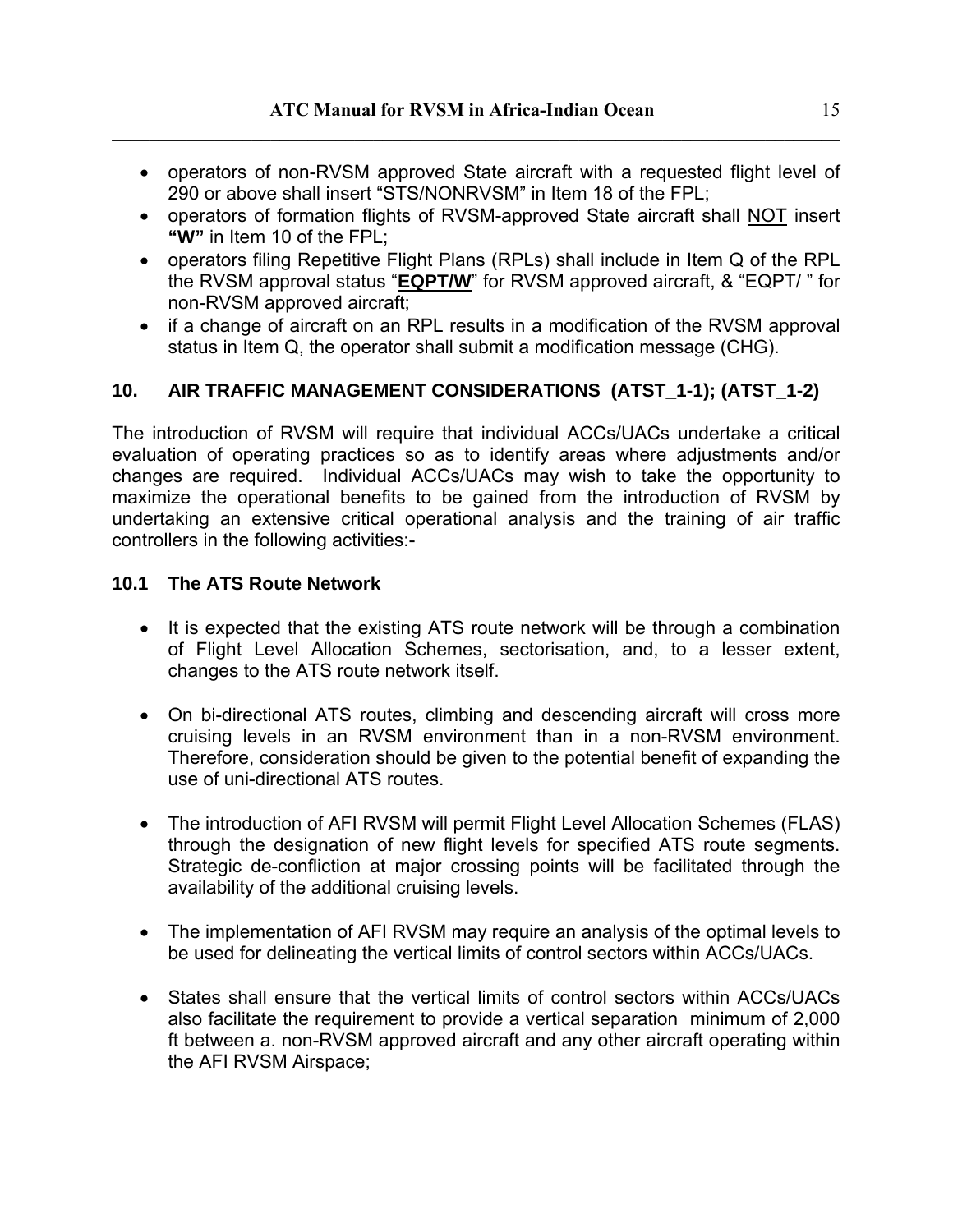- operators of non-RVSM approved State aircraft with a requested flight level of 290 or above shall insert "STS/NONRVSM" in Item 18 of the FPL;
- operators of formation flights of RVSM-approved State aircraft shall NOT insert **"W"** in Item 10 of the FPL;
- operators filing Repetitive Flight Plans (RPLs) shall include in Item Q of the RPL the RVSM approval status "**EQPT/W**" for RVSM approved aircraft, & "EQPT/ " for non-RVSM approved aircraft;
- if a change of aircraft on an RPL results in a modification of the RVSM approval status in Item Q, the operator shall submit a modification message (CHG).

## 10. AIR TRAFFIC MANAGEMENT CONSIDERATIONS (ATST_1-1); (ATST_1-2)

The introduction of RVSM will require that individual ACCs/UACs undertake a critical evaluation of operating practices so as to identify areas where adjustments and/or changes are required. Individual ACCs/UACs may wish to take the opportunity to maximize the operational benefits to be gained from the introduction of RVSM by undertaking an extensive critical operational analysis and the training of air traffic controllers in the following activities:-

### 10.1 The ATS Route Network

- It is expected that the existing ATS route network will be through a combination of Flight Level Allocation Schemes, sectorisation, and, to a lesser extent, changes to the ATS route network itself.

- On bi-directional ATS routes, climbing and descending aircraft will cross more cruising levels in an RVSM environment than in a non-RVSM environment. Therefore, consideration should be given to the potential benefit of expanding the use of uni-directional ATS routes.

- The introduction of AFI RVSM will permit Flight Level Allocation Schemes (FLAS) through the designation of new flight levels for specified ATS route segments. Strategic de-confliction at major crossing points will be facilitated through the availability of the additional cruising levels.

- The implementation of AFI RVSM may require an analysis of the optimal levels to be used for delineating the vertical limits of control sectors within ACCs/UACs.

- States shall ensure that the vertical limits of control sectors within ACCs/UACs also facilitate the requirement to provide a vertical separation minimum of 2,000 ft between a. non-RVSM approved aircraft and any other aircraft operating within the AFI RVSM Airspace;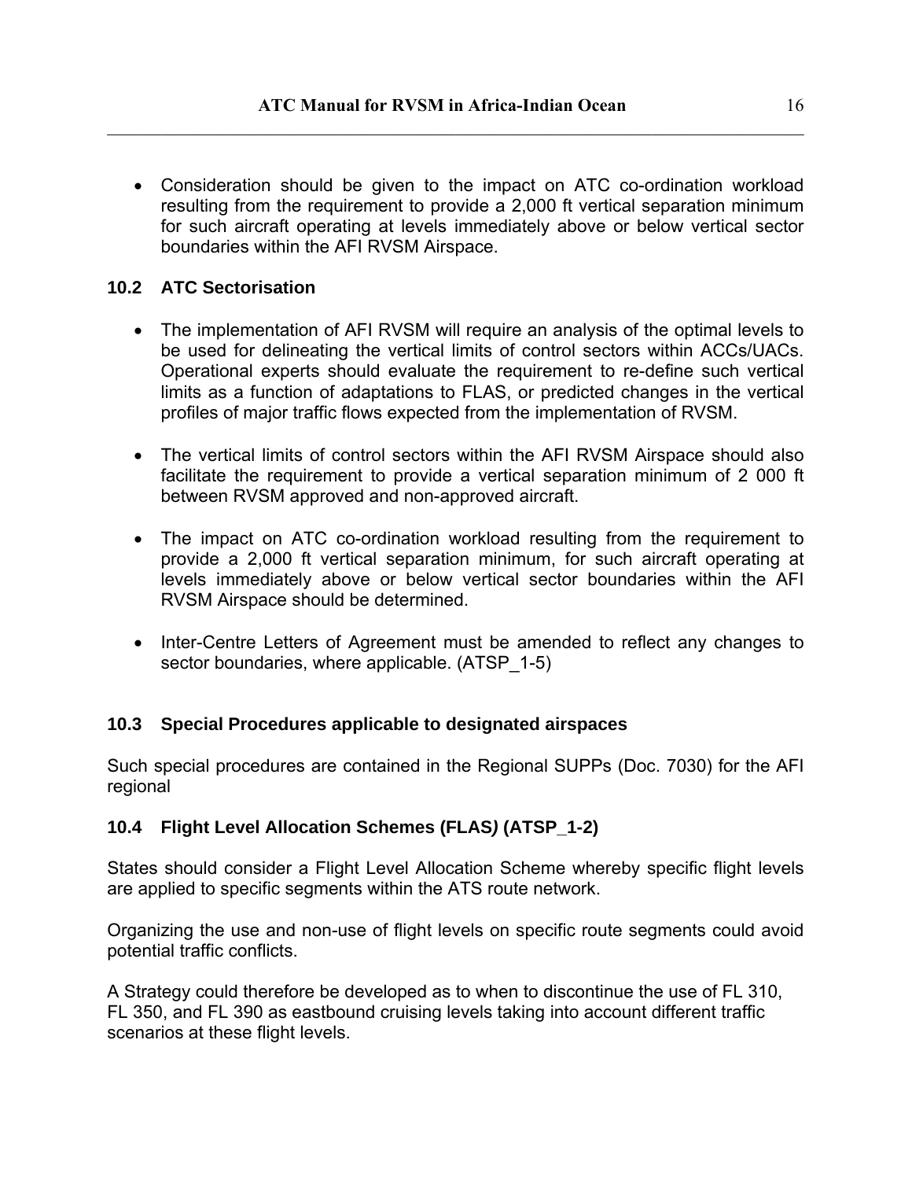- Consideration should be given to the impact on ATC co-ordination workload resulting from the requirement to provide a 2,000 ft vertical separation minimum for such aircraft operating at levels immediately above or below vertical sector boundaries within the AFI RVSM Airspace.

## 10.2 ATC Sectorisation

- The implementation of AFI RVSM will require an analysis of the optimal levels to be used for delineating the vertical limits of control sectors within ACCs/UACs. Operational experts should evaluate the requirement to re-define such vertical limits as a function of adaptations to FLAS, or predicted changes in the vertical profiles of major traffic flows expected from the implementation of RVSM.

- The vertical limits of control sectors within the AFI RVSM Airspace should also facilitate the requirement to provide a vertical separation minimum of 2 000 ft between RVSM approved and non-approved aircraft.

- The impact on ATC co-ordination workload resulting from the requirement to provide a 2,000 ft vertical separation minimum, for such aircraft operating at levels immediately above or below vertical sector boundaries within the AFI RVSM Airspace should be determined.

- Inter-Centre Letters of Agreement must be amended to reflect any changes to sector boundaries, where applicable. (ATSP_1-5)

## 10.3 Special Procedures applicable to designated airspaces

Such special procedures are contained in the Regional SUPPs (Doc. 7030) for the AFI regional

## 10.4 Flight Level Allocation Schemes (FLAS*)* (ATSP_1-2)

States should consider a Flight Level Allocation Scheme whereby specific flight levels are applied to specific segments within the ATS route network.

Organizing the use and non-use of flight levels on specific route segments could avoid potential traffic conflicts.

A Strategy could therefore be developed as to when to discontinue the use of FL 310, FL 350, and FL 390 as eastbound cruising levels taking into account different traffic scenarios at these flight levels.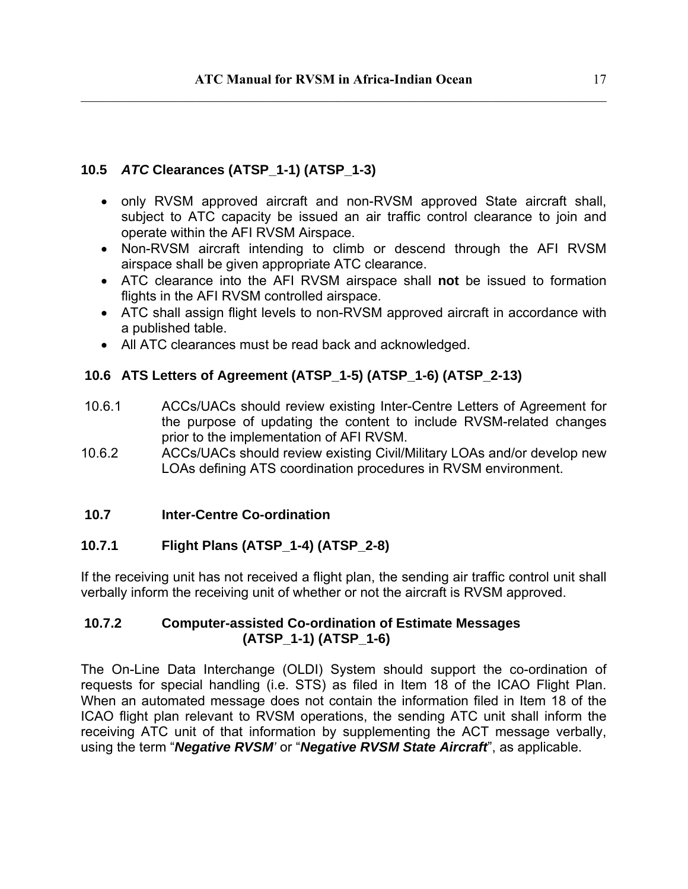## 10.5 *ATC* Clearances (ATSP_1-1) (ATSP_1-3)

- only RVSM approved aircraft and non-RVSM approved State aircraft shall, subject to ATC capacity be issued an air traffic control clearance to join and operate within the AFI RVSM Airspace.
- Non-RVSM aircraft intending to climb or descend through the AFI RVSM airspace shall be given appropriate ATC clearance.
- ATC clearance into the AFI RVSM airspace shall **not** be issued to formation flights in the AFI RVSM controlled airspace.
- ATC shall assign flight levels to non-RVSM approved aircraft in accordance with a published table.
- All ATC clearances must be read back and acknowledged.

## 10.6 ATS Letters of Agreement (ATSP_1-5) (ATSP_1-6) (ATSP_2-13)

10.6.1 ACCs/UACs should review existing Inter-Centre Letters of Agreement for the purpose of updating the content to include RVSM-related changes prior to the implementation of AFI RVSM.

10.6.2 ACCs/UACs should review existing Civil/Military LOAs and/or develop new LOAs defining ATS coordination procedures in RVSM environment.

## 10.7 Inter-Centre Co-ordination

### 10.7.1 Flight Plans (ATSP_1-4) (ATSP_2-8)

If the receiving unit has not received a flight plan, the sending air traffic control unit shall verbally inform the receiving unit of whether or not the aircraft is RVSM approved.

### 10.7.2 Computer-assisted Co-ordination of Estimate Messages (ATSP_1-1) (ATSP_1-6)

The On-Line Data Interchange (OLDI) System should support the co-ordination of requests for special handling (i.e. STS) as filed in Item 18 of the ICAO Flight Plan. When an automated message does not contain the information filed in Item 18 of the ICAO flight plan relevant to RVSM operations, the sending ATC unit shall inform the receiving ATC unit of that information by supplementing the ACT message verbally, using the term "***Negative RVSM***' or "***Negative RVSM State Aircraft***", as applicable.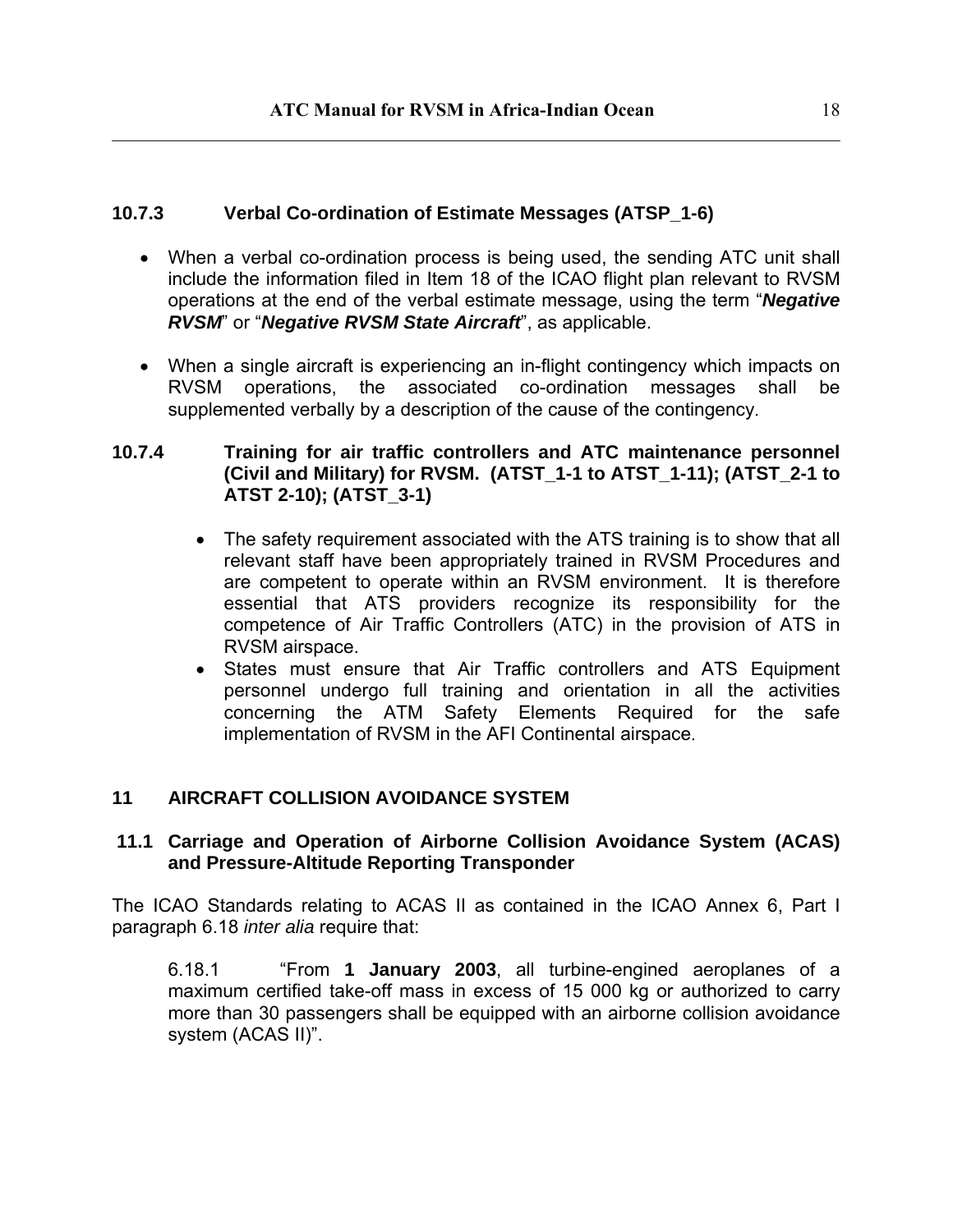### 10.7.3 Verbal Co-ordination of Estimate Messages (ATSP_1-6)

- When a verbal co-ordination process is being used, the sending ATC unit shall include the information filed in Item 18 of the ICAO flight plan relevant to RVSM operations at the end of the verbal estimate message, using the term "***Negative RVSM***" or "***Negative RVSM State Aircraft***", as applicable.

- When a single aircraft is experiencing an in-flight contingency which impacts on RVSM operations, the associated co-ordination messages shall be supplemented verbally by a description of the cause of the contingency.

### 10.7.4 Training for air traffic controllers and ATC maintenance personnel (Civil and Military) for RVSM. (ATST_1-1 to ATST_1-11); (ATST_2-1 to ATST 2-10); (ATST_3-1)

- The safety requirement associated with the ATS training is to show that all relevant staff have been appropriately trained in RVSM Procedures and are competent to operate within an RVSM environment. It is therefore essential that ATS providers recognize its responsibility for the competence of Air Traffic Controllers (ATC) in the provision of ATS in RVSM airspace.
- States must ensure that Air Traffic controllers and ATS Equipment personnel undergo full training and orientation in all the activities concerning the ATM Safety Elements Required for the safe implementation of RVSM in the AFI Continental airspace.

## 11 AIRCRAFT COLLISION AVOIDANCE SYSTEM

### 11.1 Carriage and Operation of Airborne Collision Avoidance System (ACAS) and Pressure-Altitude Reporting Transponder

The ICAO Standards relating to ACAS II as contained in the ICAO Annex 6, Part I paragraph 6.18 *inter alia* require that:

> 6.18.1 "From **1 January 2003**, all turbine-engined aeroplanes of a maximum certified take-off mass in excess of 15 000 kg or authorized to carry more than 30 passengers shall be equipped with an airborne collision avoidance system (ACAS II)".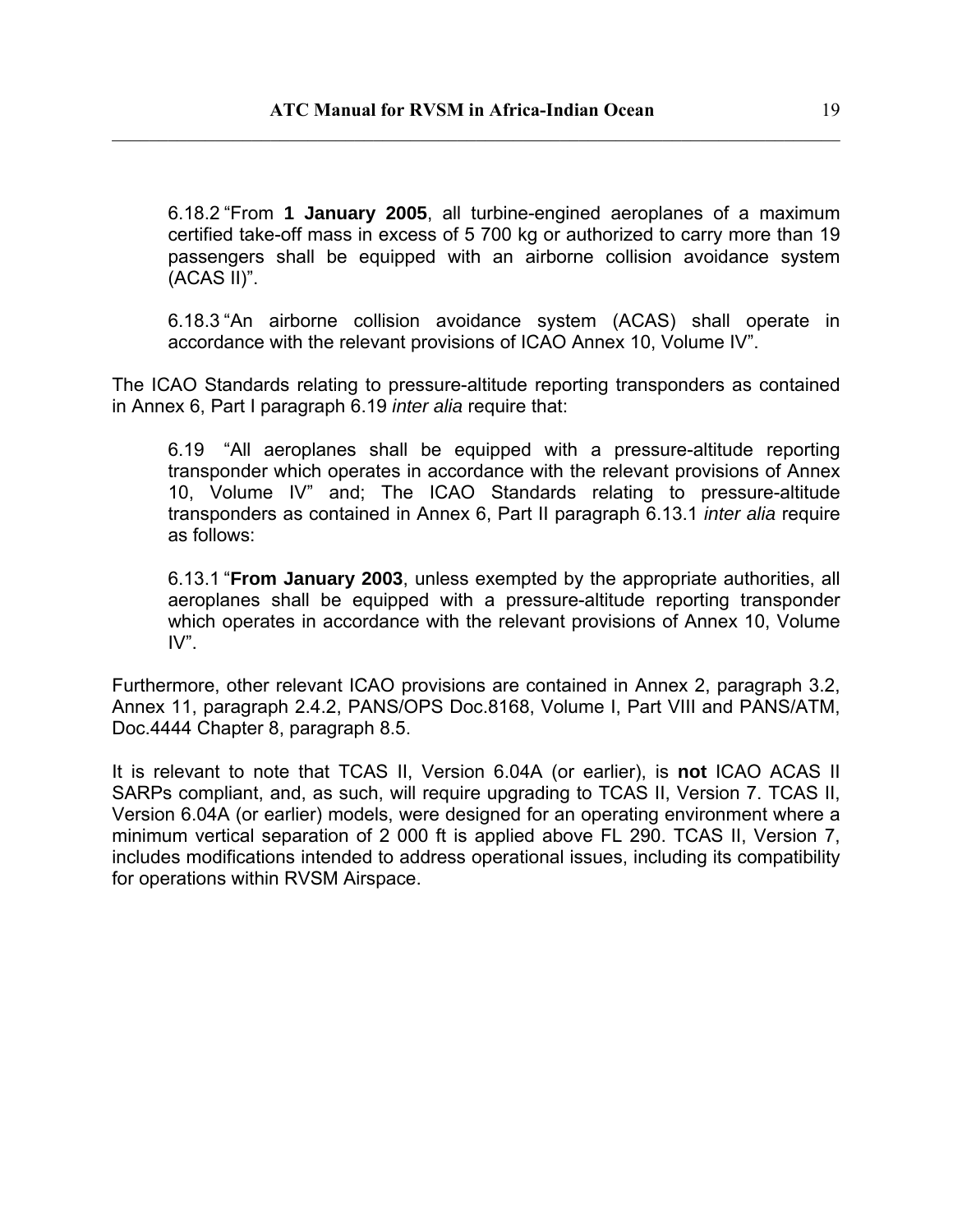6.18.2 “From **1 January 2005**, all turbine-engined aeroplanes of a maximum certified take-off mass in excess of 5 700 kg or authorized to carry more than 19 passengers shall be equipped with an airborne collision avoidance system (ACAS II)”.

6.18.3 “An airborne collision avoidance system (ACAS) shall operate in accordance with the relevant provisions of ICAO Annex 10, Volume IV”.

The ICAO Standards relating to pressure-altitude reporting transponders as contained in Annex 6, Part I paragraph 6.19 *inter alia* require that:

6.19 “All aeroplanes shall be equipped with a pressure-altitude reporting transponder which operates in accordance with the relevant provisions of Annex 10, Volume IV” and; The ICAO Standards relating to pressure-altitude transponders as contained in Annex 6, Part II paragraph 6.13.1 *inter alia* require as follows:

6.13.1 “**From January 2003**, unless exempted by the appropriate authorities, all aeroplanes shall be equipped with a pressure-altitude reporting transponder which operates in accordance with the relevant provisions of Annex 10, Volume IV”.

Furthermore, other relevant ICAO provisions are contained in Annex 2, paragraph 3.2, Annex 11, paragraph 2.4.2, PANS/OPS Doc.8168, Volume I, Part VIII and PANS/ATM, Doc.4444 Chapter 8, paragraph 8.5.

It is relevant to note that TCAS II, Version 6.04A (or earlier), is **not** ICAO ACAS II SARPs compliant, and, as such, will require upgrading to TCAS II, Version 7. TCAS II, Version 6.04A (or earlier) models, were designed for an operating environment where a minimum vertical separation of 2 000 ft is applied above FL 290. TCAS II, Version 7, includes modifications intended to address operational issues, including its compatibility for operations within RVSM Airspace.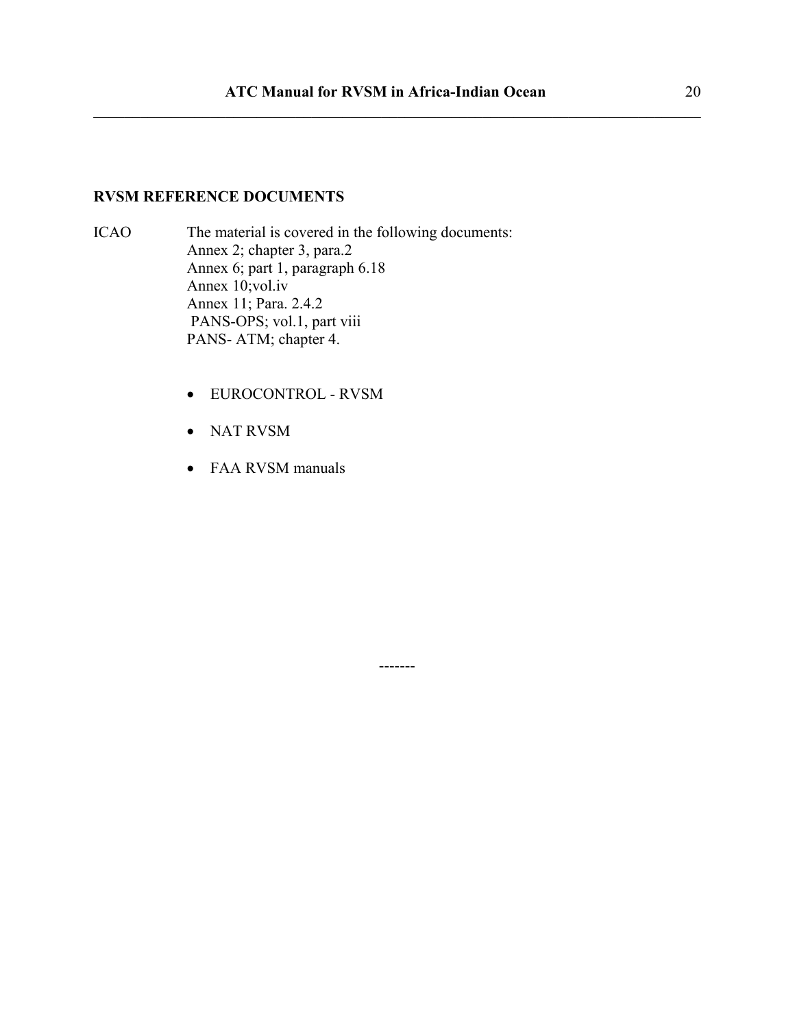**RVSM REFERENCE DOCUMENTS**

ICAO The material is covered in the following documents:
Annex 2; chapter 3, para.2
Annex 6; part 1, paragraph 6.18
Annex 10;vol.iv
Annex 11; Para. 2.4.2
PANS-OPS; vol.1, part viii
PANS- ATM; chapter 4.

- EUROCONTROL - RVSM
- NAT RVSM
- FAA RVSM manuals

-------